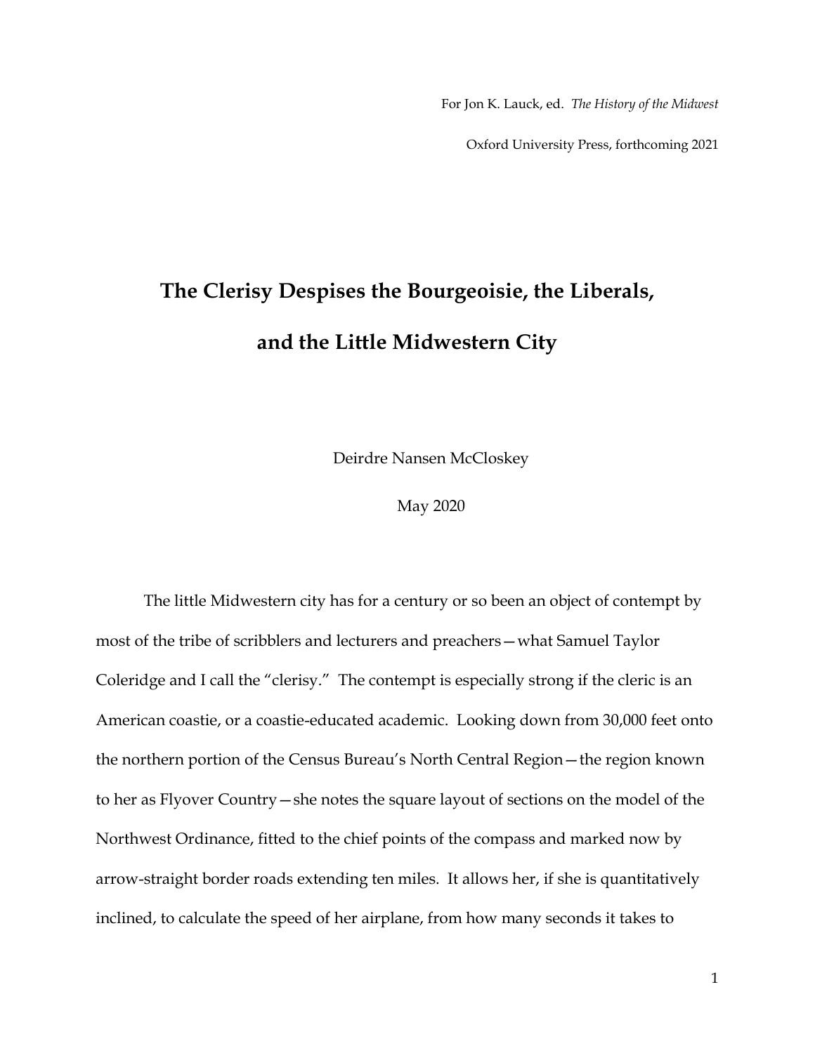For Jon K. Lauck, ed. *The History of the Midwest*

Oxford University Press, forthcoming 2021

# The Clerisy Despises the Bourgeoisie, the Liberals, and the Little Midwestern City

Deirdre Nansen McCloskey

May 2020

The little Midwestern city has for a century or so been an object of contempt by most of the tribe of scribblers and lecturers and preachers—what Samuel Taylor Coleridge and I call the "clerisy." The contempt is especially strong if the cleric is an American coastie, or a coastie-educated academic. Looking down from 30,000 feet onto the northern portion of the Census Bureau's North Central Region—the region known to her as Flyover Country—she notes the square layout of sections on the model of the Northwest Ordinance, fitted to the chief points of the compass and marked now by arrow-straight border roads extending ten miles. It allows her, if she is quantitatively inclined, to calculate the speed of her airplane, from how many seconds it takes to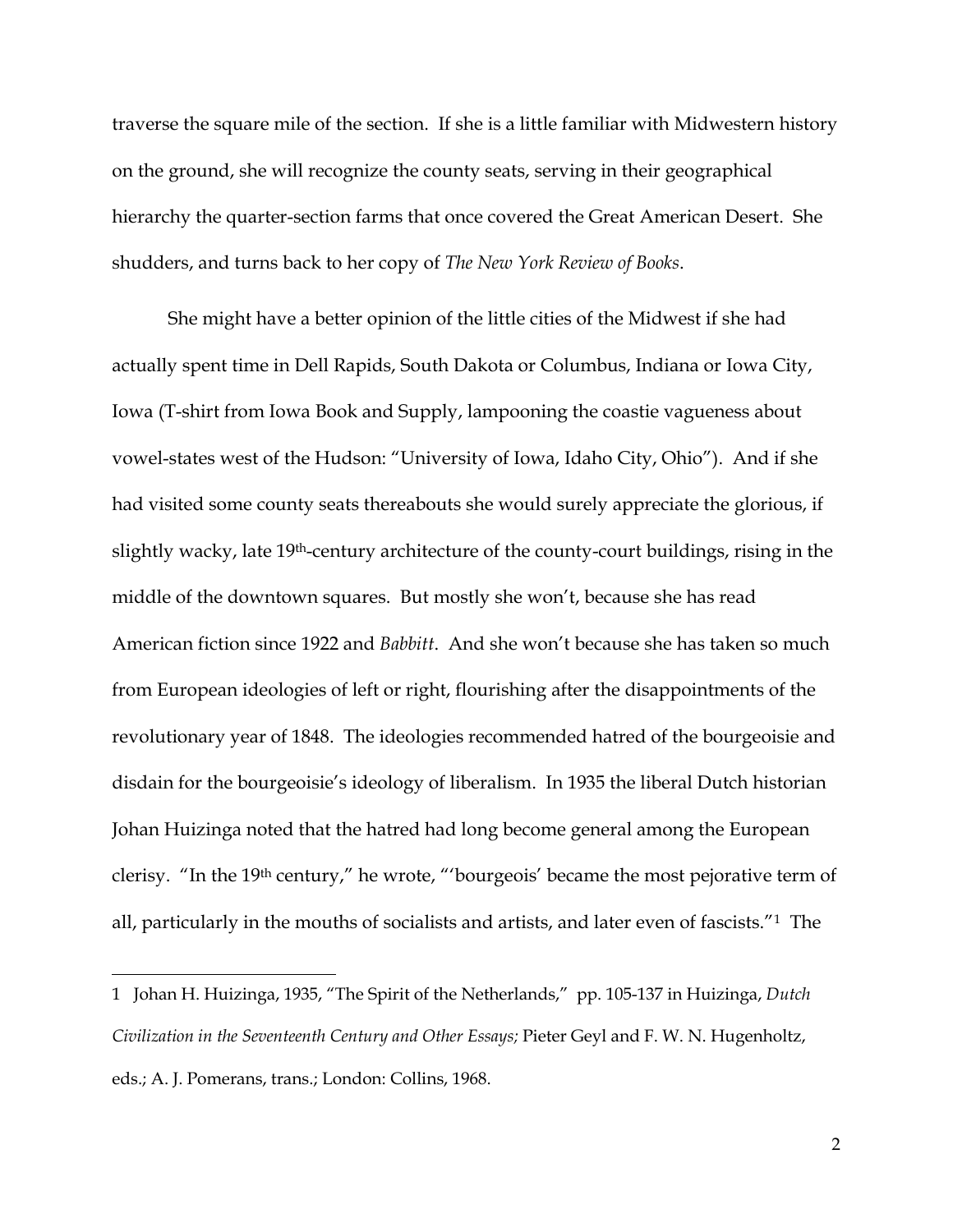traverse the square mile of the section. If she is a little familiar with Midwestern history on the ground, she will recognize the county seats, serving in their geographical hierarchy the quarter-section farms that once covered the Great American Desert. She shudders, and turns back to her copy of *The New York Review of Books*.

She might have a better opinion of the little cities of the Midwest if she had actually spent time in Dell Rapids, South Dakota or Columbus, Indiana or Iowa City, Iowa (T-shirt from Iowa Book and Supply, lampooning the coastie vagueness about vowel-states west of the Hudson: "University of Iowa, Idaho City, Ohio"). And if she had visited some county seats thereabouts she would surely appreciate the glorious, if slightly wacky, late 19th-century architecture of the county-court buildings, rising in the middle of the downtown squares. But mostly she won't, because she has read American fiction since 1922 and *Babbitt*. And she won't because she has taken so much from European ideologies of left or right, flourishing after the disappointments of the revolutionary year of 1848. The ideologies recommended hatred of the bourgeoisie and disdain for the bourgeoisie's ideology of liberalism. In 1935 the liberal Dutch historian Johan Huizinga noted that the hatred had long become general among the European clerisy. "In the 19th century," he wrote, "'bourgeois' became the most pejorative term of all, particularly in the mouths of socialists and artists, and later even of fascists."[1] The

---

1 Johan H. Huizinga, 1935, "The Spirit of the Netherlands," pp. 105-137 in Huizinga, *Dutch Civilization in the Seventeenth Century and Other Essays;* Pieter Geyl and F. W. N. Hugenholtz, eds.; A. J. Pomerans, trans.; London: Collins, 1968.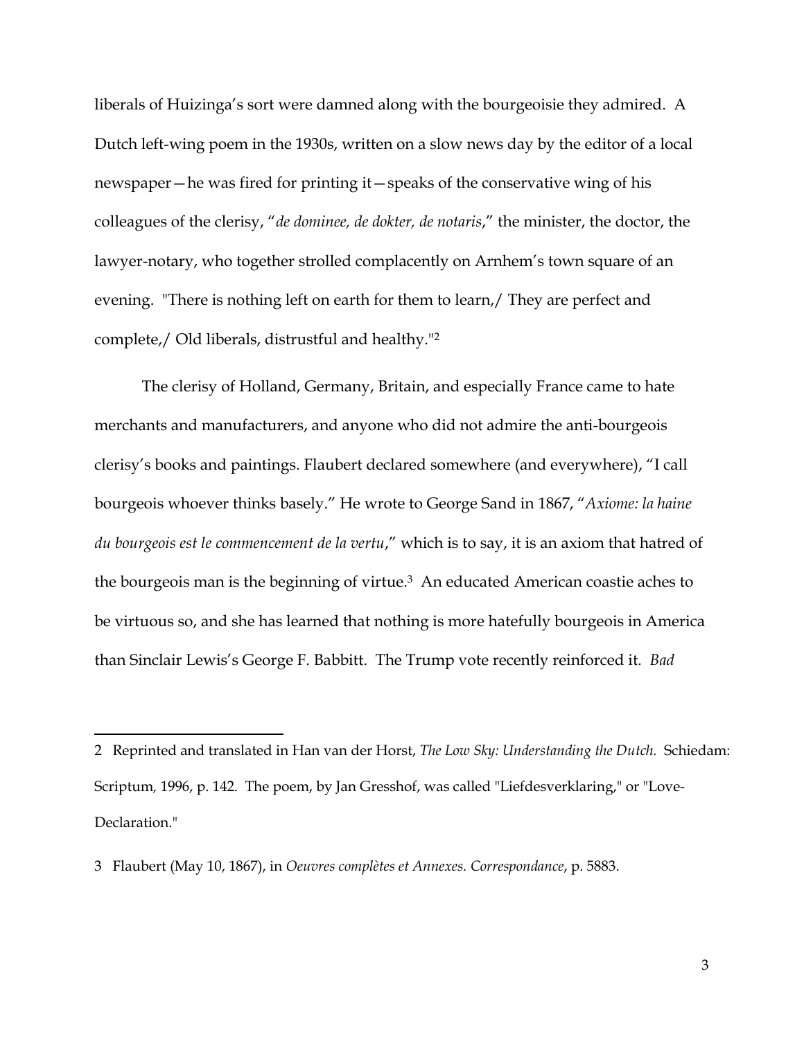liberals of Huizinga's sort were damned along with the bourgeoisie they admired. A Dutch left-wing poem in the 1930s, written on a slow news day by the editor of a local newspaper—he was fired for printing it—speaks of the conservative wing of his colleagues of the clerisy, "*de dominee, de dokter, de notaris*," the minister, the doctor, the lawyer-notary, who together strolled complacently on Arnhem's town square of an evening. "There is nothing left on earth for them to learn,/ They are perfect and complete,/ Old liberals, distrustful and healthy."[2]

The clerisy of Holland, Germany, Britain, and especially France came to hate merchants and manufacturers, and anyone who did not admire the anti-bourgeois clerisy's books and paintings. Flaubert declared somewhere (and everywhere), "I call bourgeois whoever thinks basely." He wrote to George Sand in 1867, "*Axiome: la haine du bourgeois est le commencement de la vertu*," which is to say, it is an axiom that hatred of the bourgeois man is the beginning of virtue.[3] An educated American coastie aches to be virtuous so, and she has learned that nothing is more hatefully bourgeois in America than Sinclair Lewis's George F. Babbitt. The Trump vote recently reinforced it. *Bad*

---

2 Reprinted and translated in Han van der Horst, *The Low Sky: Understanding the Dutch.* Schiedam: Scriptum, 1996, p. 142. The poem, by Jan Gresshof, was called "Liefdesverklaring," or "Love-Declaration."

3 Flaubert (May 10, 1867), in *Oeuvres complètes et Annexes. Correspondance*, p. 5883.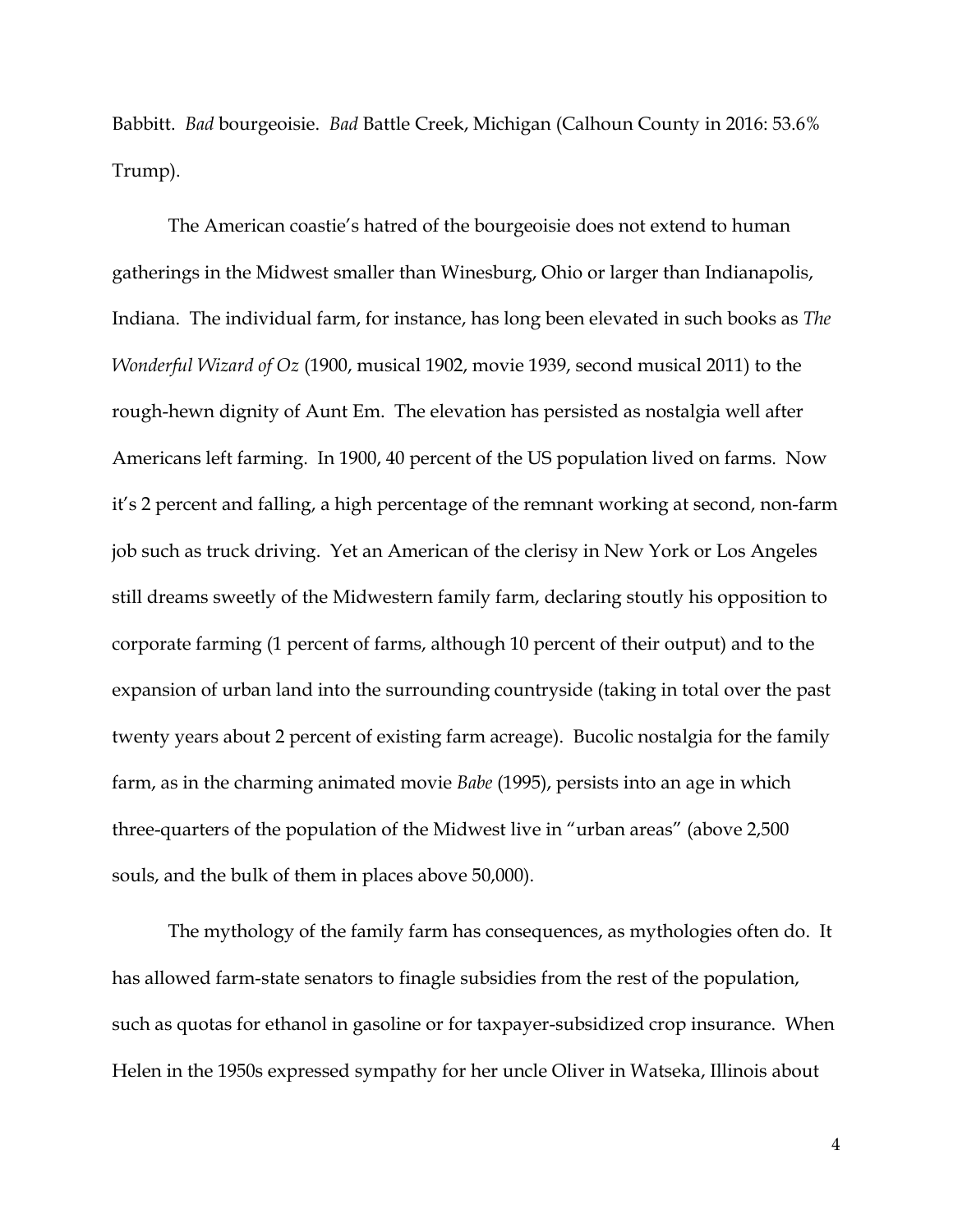Babbitt. *Bad* bourgeoisie. *Bad* Battle Creek, Michigan (Calhoun County in 2016: 53.6% Trump).

The American coastie's hatred of the bourgeoisie does not extend to human gatherings in the Midwest smaller than Winesburg, Ohio or larger than Indianapolis, Indiana. The individual farm, for instance, has long been elevated in such books as *The Wonderful Wizard of Oz* (1900, musical 1902, movie 1939, second musical 2011) to the rough-hewn dignity of Aunt Em. The elevation has persisted as nostalgia well after Americans left farming. In 1900, 40 percent of the US population lived on farms. Now it's 2 percent and falling, a high percentage of the remnant working at second, non-farm job such as truck driving. Yet an American of the clerisy in New York or Los Angeles still dreams sweetly of the Midwestern family farm, declaring stoutly his opposition to corporate farming (1 percent of farms, although 10 percent of their output) and to the expansion of urban land into the surrounding countryside (taking in total over the past twenty years about 2 percent of existing farm acreage). Bucolic nostalgia for the family farm, as in the charming animated movie *Babe* (1995), persists into an age in which three-quarters of the population of the Midwest live in "urban areas" (above 2,500 souls, and the bulk of them in places above 50,000).

The mythology of the family farm has consequences, as mythologies often do. It has allowed farm-state senators to finagle subsidies from the rest of the population, such as quotas for ethanol in gasoline or for taxpayer-subsidized crop insurance. When Helen in the 1950s expressed sympathy for her uncle Oliver in Watseka, Illinois about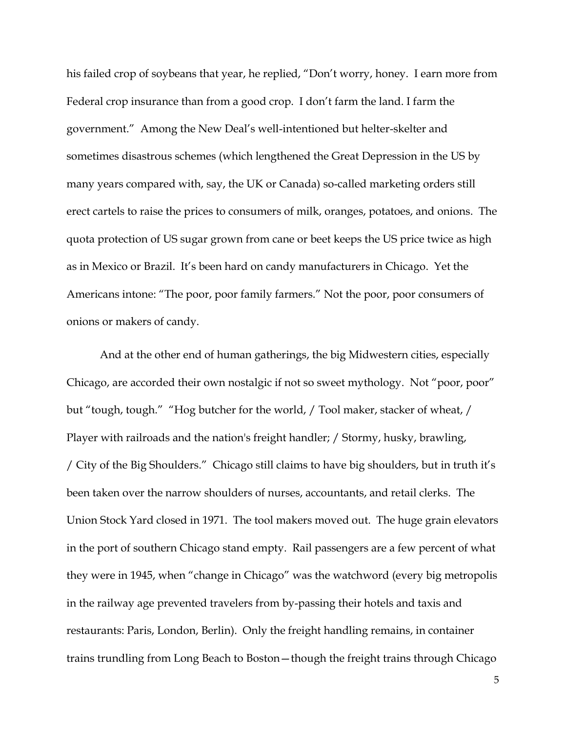his failed crop of soybeans that year, he replied, "Don't worry, honey. I earn more from Federal crop insurance than from a good crop. I don't farm the land. I farm the government." Among the New Deal's well-intentioned but helter-skelter and sometimes disastrous schemes (which lengthened the Great Depression in the US by many years compared with, say, the UK or Canada) so-called marketing orders still erect cartels to raise the prices to consumers of milk, oranges, potatoes, and onions. The quota protection of US sugar grown from cane or beet keeps the US price twice as high as in Mexico or Brazil. It's been hard on candy manufacturers in Chicago. Yet the Americans intone: "The poor, poor family farmers." Not the poor, poor consumers of onions or makers of candy.

And at the other end of human gatherings, the big Midwestern cities, especially Chicago, are accorded their own nostalgic if not so sweet mythology. Not "poor, poor" but "tough, tough." "Hog butcher for the world, / Tool maker, stacker of wheat, / Player with railroads and the nation's freight handler; / Stormy, husky, brawling, / City of the Big Shoulders." Chicago still claims to have big shoulders, but in truth it's been taken over the narrow shoulders of nurses, accountants, and retail clerks. The Union Stock Yard closed in 1971. The tool makers moved out. The huge grain elevators in the port of southern Chicago stand empty. Rail passengers are a few percent of what they were in 1945, when "change in Chicago" was the watchword (every big metropolis in the railway age prevented travelers from by-passing their hotels and taxis and restaurants: Paris, London, Berlin). Only the freight handling remains, in container trains trundling from Long Beach to Boston—though the freight trains through Chicago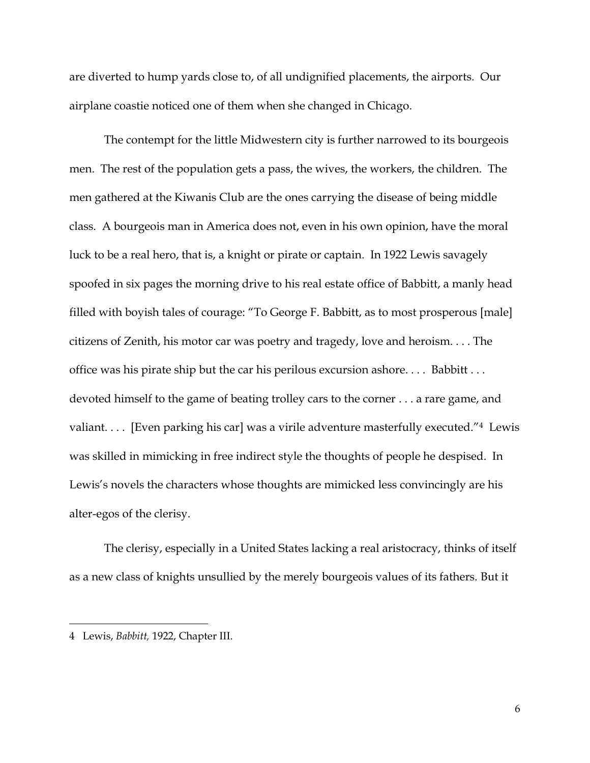are diverted to hump yards close to, of all undignified placements, the airports. Our airplane coastie noticed one of them when she changed in Chicago.

The contempt for the little Midwestern city is further narrowed to its bourgeois men. The rest of the population gets a pass, the wives, the workers, the children. The men gathered at the Kiwanis Club are the ones carrying the disease of being middle class. A bourgeois man in America does not, even in his own opinion, have the moral luck to be a real hero, that is, a knight or pirate or captain. In 1922 Lewis savagely spoofed in six pages the morning drive to his real estate office of Babbitt, a manly head filled with boyish tales of courage: "To George F. Babbitt, as to most prosperous [male] citizens of Zenith, his motor car was poetry and tragedy, love and heroism. . . . The office was his pirate ship but the car his perilous excursion ashore. . . . Babbitt . . . devoted himself to the game of beating trolley cars to the corner . . . a rare game, and valiant. . . . [Even parking his car] was a virile adventure masterfully executed."[4] Lewis was skilled in mimicking in free indirect style the thoughts of people he despised. In Lewis's novels the characters whose thoughts are mimicked less convincingly are his alter-egos of the clerisy.

The clerisy, especially in a United States lacking a real aristocracy, thinks of itself as a new class of knights unsullied by the merely bourgeois values of its fathers. But it

---

4 Lewis, *Babbitt,* 1922, Chapter III.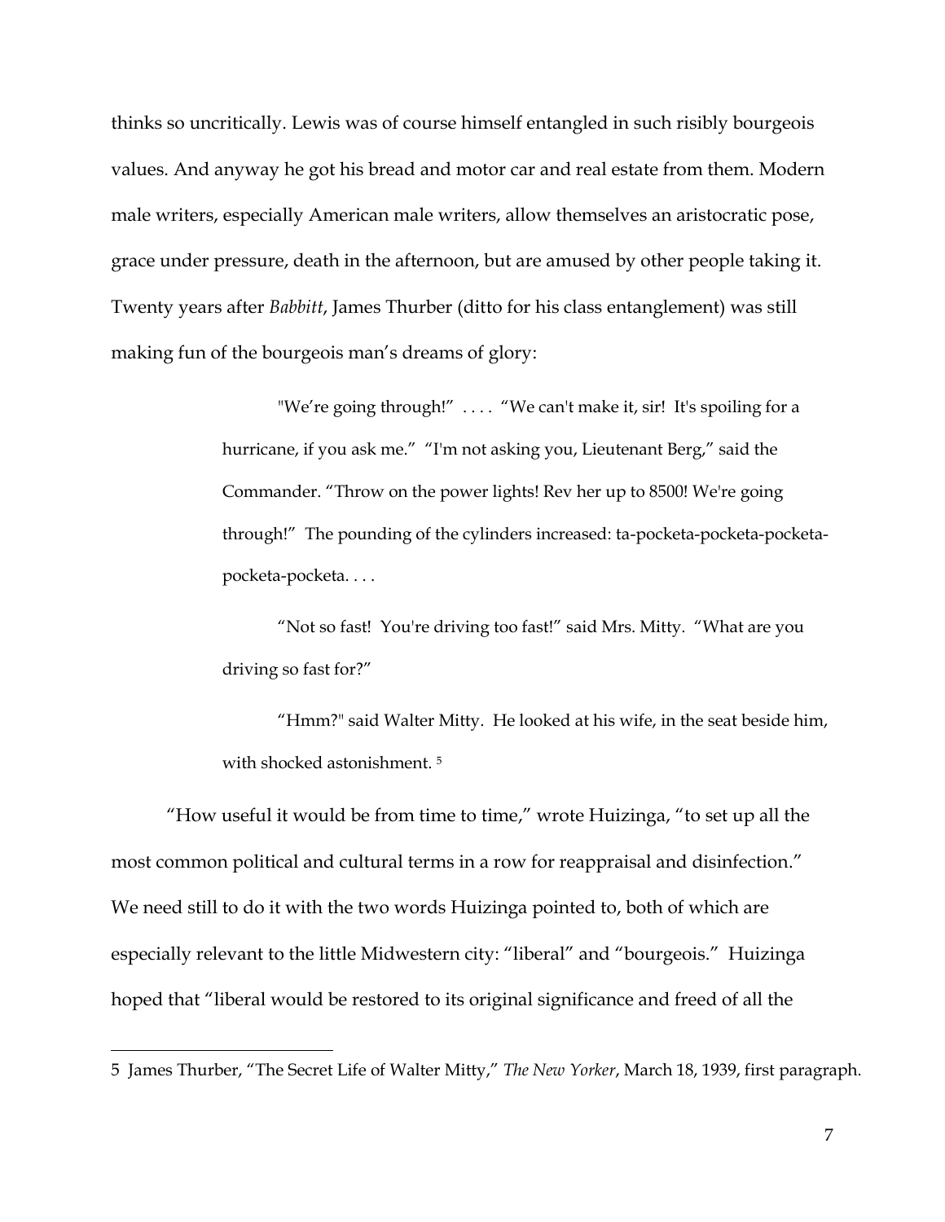thinks so uncritically. Lewis was of course himself entangled in such risibly bourgeois values. And anyway he got his bread and motor car and real estate from them. Modern male writers, especially American male writers, allow themselves an aristocratic pose, grace under pressure, death in the afternoon, but are amused by other people taking it. Twenty years after *Babbitt*, James Thurber (ditto for his class entanglement) was still making fun of the bourgeois man's dreams of glory:

> "We're going through!" . . . . "We can't make it, sir! It's spoiling for a hurricane, if you ask me." "I'm not asking you, Lieutenant Berg," said the Commander. "Throw on the power lights! Rev her up to 8500! We're going through!" The pounding of the cylinders increased: ta-pocketa-pocketa-pocketa-pocketa-pocketa. . . .
>
> "Not so fast! You're driving too fast!" said Mrs. Mitty. "What are you driving so fast for?"
>
> "Hmm?" said Walter Mitty. He looked at his wife, in the seat beside him, with shocked astonishment. [5]

"How useful it would be from time to time," wrote Huizinga, "to set up all the most common political and cultural terms in a row for reappraisal and disinfection." We need still to do it with the two words Huizinga pointed to, both of which are especially relevant to the little Midwestern city: "liberal" and "bourgeois." Huizinga hoped that "liberal would be restored to its original significance and freed of all the

---

5 James Thurber, "The Secret Life of Walter Mitty," *The New Yorker*, March 18, 1939, first paragraph.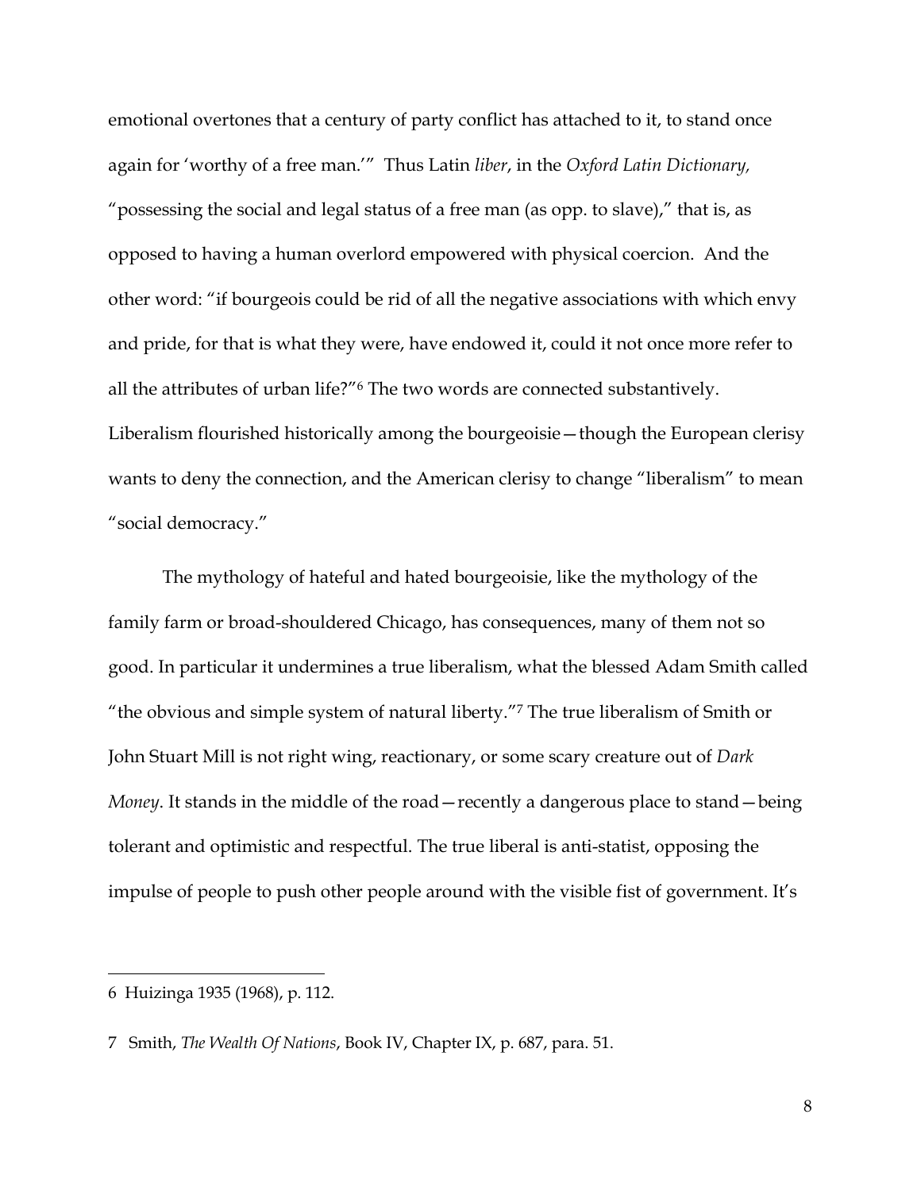emotional overtones that a century of party conflict has attached to it, to stand once again for 'worthy of a free man.'" Thus Latin *liber*, in the *Oxford Latin Dictionary,* "possessing the social and legal status of a free man (as opp. to slave)," that is, as opposed to having a human overlord empowered with physical coercion. And the other word: "if bourgeois could be rid of all the negative associations with which envy and pride, for that is what they were, have endowed it, could it not once more refer to all the attributes of urban life?"[6] The two words are connected substantively. Liberalism flourished historically among the bourgeoisie—though the European clerisy wants to deny the connection, and the American clerisy to change "liberalism" to mean "social democracy."

The mythology of hateful and hated bourgeoisie, like the mythology of the family farm or broad-shouldered Chicago, has consequences, many of them not so good. In particular it undermines a true liberalism, what the blessed Adam Smith called "the obvious and simple system of natural liberty."[7] The true liberalism of Smith or John Stuart Mill is not right wing, reactionary, or some scary creature out of *Dark Money*. It stands in the middle of the road—recently a dangerous place to stand—being tolerant and optimistic and respectful. The true liberal is anti-statist, opposing the impulse of people to push other people around with the visible fist of government. It's

---

6 Huizinga 1935 (1968), p. 112.

7 Smith, *The Wealth Of Nations*, Book IV, Chapter IX, p. 687, para. 51.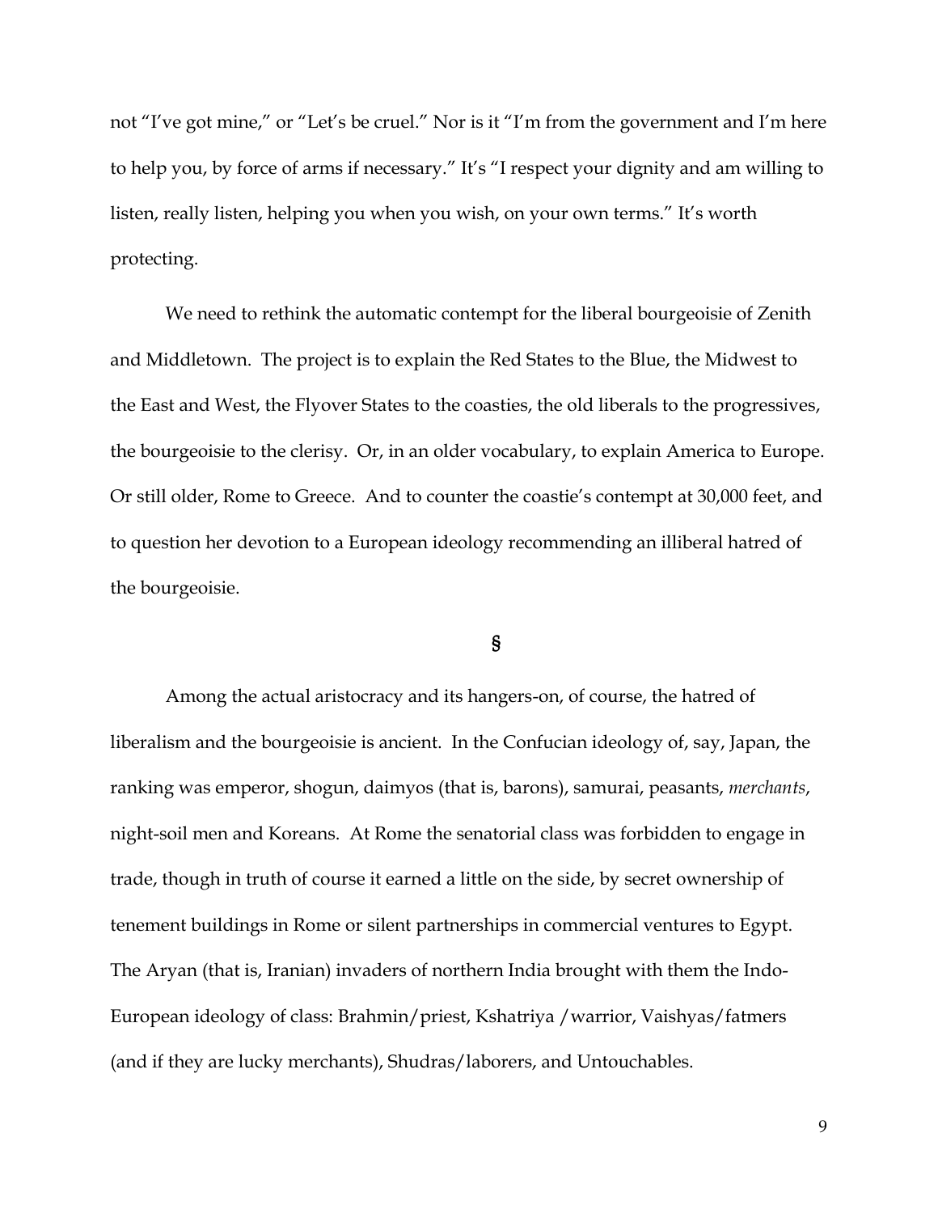not “I’ve got mine,” or “Let’s be cruel.” Nor is it “I’m from the government and I’m here to help you, by force of arms if necessary.” It’s “I respect your dignity and am willing to listen, really listen, helping you when you wish, on your own terms.” It’s worth protecting.

We need to rethink the automatic contempt for the liberal bourgeoisie of Zenith and Middletown. The project is to explain the Red States to the Blue, the Midwest to the East and West, the Flyover States to the coasties, the old liberals to the progressives, the bourgeoisie to the clerisy. Or, in an older vocabulary, to explain America to Europe. Or still older, Rome to Greece. And to counter the coastie’s contempt at 30,000 feet, and to question her devotion to a European ideology recommending an illiberal hatred of the bourgeoisie.

§

Among the actual aristocracy and its hangers-on, of course, the hatred of liberalism and the bourgeoisie is ancient. In the Confucian ideology of, say, Japan, the ranking was emperor, shogun, daimyos (that is, barons), samurai, peasants, *merchants*, night-soil men and Koreans. At Rome the senatorial class was forbidden to engage in trade, though in truth of course it earned a little on the side, by secret ownership of tenement buildings in Rome or silent partnerships in commercial ventures to Egypt. The Aryan (that is, Iranian) invaders of northern India brought with them the Indo-European ideology of class: Brahmin/priest, Kshatriya /warrior, Vaishyas/fatmers (and if they are lucky merchants), Shudras/laborers, and Untouchables.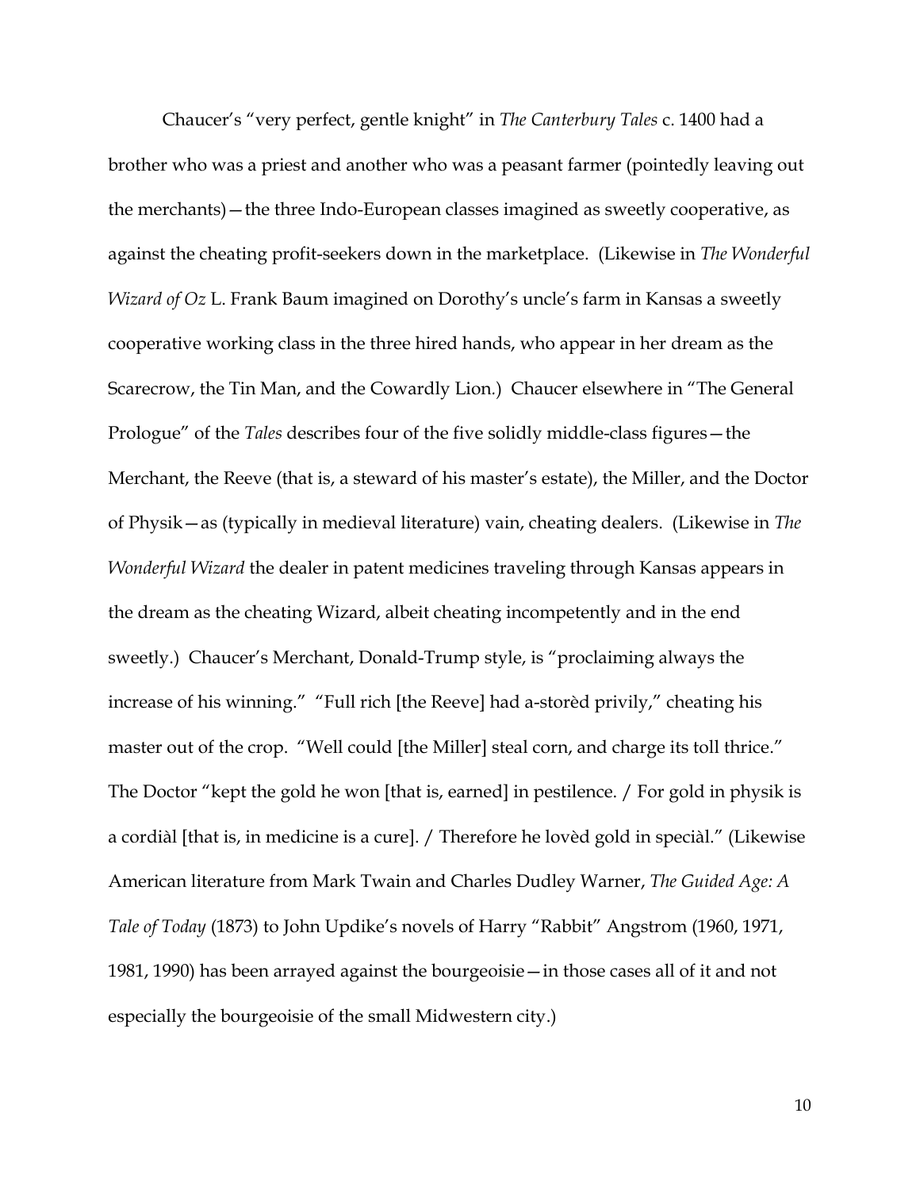Chaucer's "very perfect, gentle knight" in *The Canterbury Tales* c. 1400 had a brother who was a priest and another who was a peasant farmer (pointedly leaving out the merchants)—the three Indo-European classes imagined as sweetly cooperative, as against the cheating profit-seekers down in the marketplace. (Likewise in *The Wonderful Wizard of Oz* L. Frank Baum imagined on Dorothy's uncle's farm in Kansas a sweetly cooperative working class in the three hired hands, who appear in her dream as the Scarecrow, the Tin Man, and the Cowardly Lion.) Chaucer elsewhere in "The General Prologue" of the *Tales* describes four of the five solidly middle-class figures—the Merchant, the Reeve (that is, a steward of his master's estate), the Miller, and the Doctor of Physik—as (typically in medieval literature) vain, cheating dealers. (Likewise in *The Wonderful Wizard* the dealer in patent medicines traveling through Kansas appears in the dream as the cheating Wizard, albeit cheating incompetently and in the end sweetly.) Chaucer's Merchant, Donald-Trump style, is "proclaiming always the increase of his winning." "Full rich [the Reeve] had a-storèd privily," cheating his master out of the crop. "Well could [the Miller] steal corn, and charge its toll thrice." The Doctor "kept the gold he won [that is, earned] in pestilence. / For gold in physik is a cordiàl [that is, in medicine is a cure]. / Therefore he lovèd gold in speciàl." (Likewise American literature from Mark Twain and Charles Dudley Warner, *The Guided Age: A Tale of Today* (1873) to John Updike's novels of Harry "Rabbit" Angstrom (1960, 1971, 1981, 1990) has been arrayed against the bourgeoisie—in those cases all of it and not especially the bourgeoisie of the small Midwestern city.)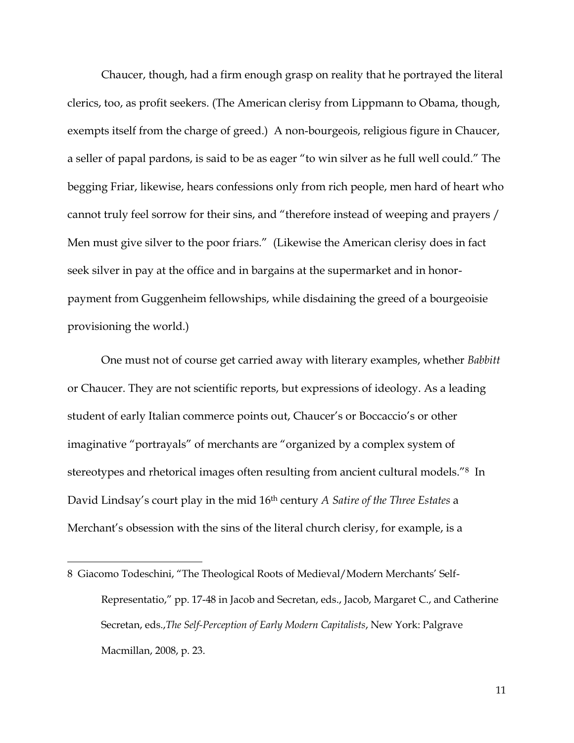Chaucer, though, had a firm enough grasp on reality that he portrayed the literal clerics, too, as profit seekers. (The American clerisy from Lippmann to Obama, though, exempts itself from the charge of greed.) A non-bourgeois, religious figure in Chaucer, a seller of papal pardons, is said to be as eager "to win silver as he full well could." The begging Friar, likewise, hears confessions only from rich people, men hard of heart who cannot truly feel sorrow for their sins, and "therefore instead of weeping and prayers / Men must give silver to the poor friars." (Likewise the American clerisy does in fact seek silver in pay at the office and in bargains at the supermarket and in honor-payment from Guggenheim fellowships, while disdaining the greed of a bourgeoisie provisioning the world.)

One must not of course get carried away with literary examples, whether *Babbitt* or Chaucer. They are not scientific reports, but expressions of ideology. As a leading student of early Italian commerce points out, Chaucer's or Boccaccio's or other imaginative "portrayals" of merchants are "organized by a complex system of stereotypes and rhetorical images often resulting from ancient cultural models."[8] In David Lindsay's court play in the mid 16th century *A Satire of the Three Estates* a Merchant's obsession with the sins of the literal church clerisy, for example, is a

---

8 Giacomo Todeschini, "The Theological Roots of Medieval/Modern Merchants' Self-Representatio," pp. 17-48 in Jacob and Secretan, eds., Jacob, Margaret C., and Catherine Secretan, eds.,*The Self-Perception of Early Modern Capitalists*, New York: Palgrave Macmillan, 2008, p. 23.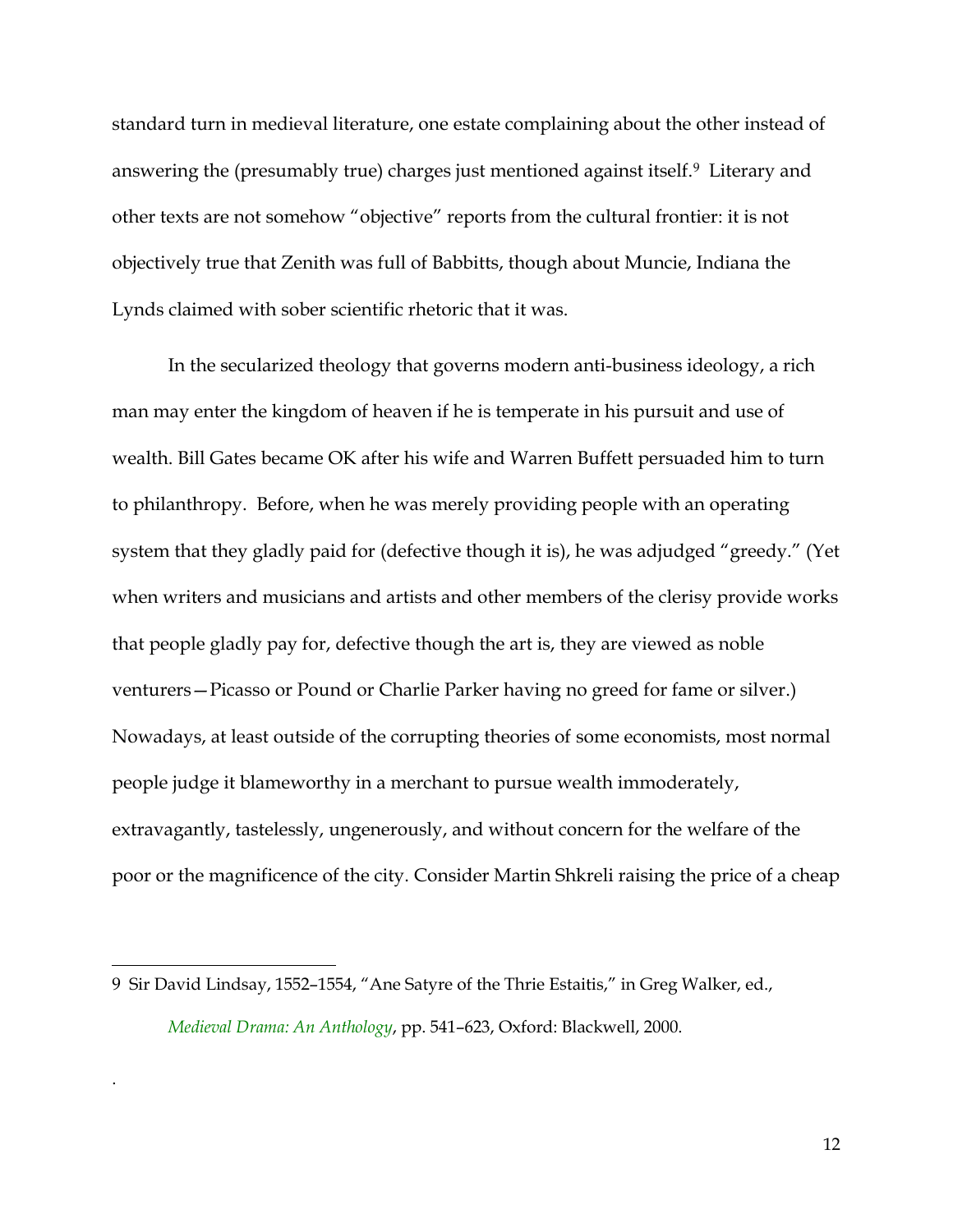standard turn in medieval literature, one estate complaining about the other instead of answering the (presumably true) charges just mentioned against itself.[9] Literary and other texts are not somehow "objective" reports from the cultural frontier: it is not objectively true that Zenith was full of Babbitts, though about Muncie, Indiana the Lynds claimed with sober scientific rhetoric that it was.

In the secularized theology that governs modern anti-business ideology, a rich man may enter the kingdom of heaven if he is temperate in his pursuit and use of wealth. Bill Gates became OK after his wife and Warren Buffett persuaded him to turn to philanthropy. Before, when he was merely providing people with an operating system that they gladly paid for (defective though it is), he was adjudged "greedy." (Yet when writers and musicians and artists and other members of the clerisy provide works that people gladly pay for, defective though the art is, they are viewed as noble venturers—Picasso or Pound or Charlie Parker having no greed for fame or silver.) Nowadays, at least outside of the corrupting theories of some economists, most normal people judge it blameworthy in a merchant to pursue wealth immoderately, extravagantly, tastelessly, ungenerously, and without concern for the welfare of the poor or the magnificence of the city. Consider Martin Shkreli raising the price of a cheap

---

9 Sir David Lindsay, 1552–1554, "Ane Satyre of the Thrie Estaitis," in Greg Walker, ed., *Medieval Drama: An Anthology*, pp. 541–623, Oxford: Blackwell, 2000.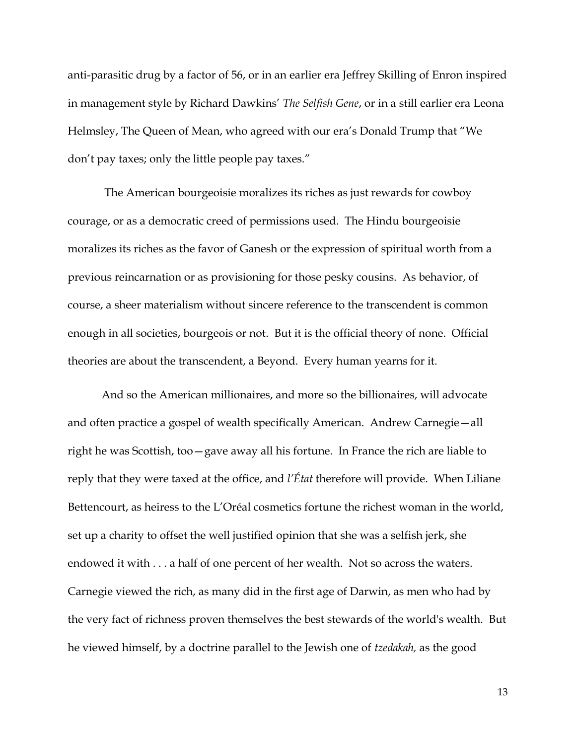anti-parasitic drug by a factor of 56, or in an earlier era Jeffrey Skilling of Enron inspired in management style by Richard Dawkins' *The Selfish Gene*, or in a still earlier era Leona Helmsley, The Queen of Mean, who agreed with our era's Donald Trump that "We don't pay taxes; only the little people pay taxes."

The American bourgeoisie moralizes its riches as just rewards for cowboy courage, or as a democratic creed of permissions used. The Hindu bourgeoisie moralizes its riches as the favor of Ganesh or the expression of spiritual worth from a previous reincarnation or as provisioning for those pesky cousins. As behavior, of course, a sheer materialism without sincere reference to the transcendent is common enough in all societies, bourgeois or not. But it is the official theory of none. Official theories are about the transcendent, a Beyond. Every human yearns for it.

And so the American millionaires, and more so the billionaires, will advocate and often practice a gospel of wealth specifically American. Andrew Carnegie—all right he was Scottish, too—gave away all his fortune. In France the rich are liable to reply that they were taxed at the office, and *l'État* therefore will provide. When Liliane Bettencourt, as heiress to the L'Oréal cosmetics fortune the richest woman in the world, set up a charity to offset the well justified opinion that she was a selfish jerk, she endowed it with . . . a half of one percent of her wealth. Not so across the waters. Carnegie viewed the rich, as many did in the first age of Darwin, as men who had by the very fact of richness proven themselves the best stewards of the world's wealth. But he viewed himself, by a doctrine parallel to the Jewish one of *tzedakah,* as the good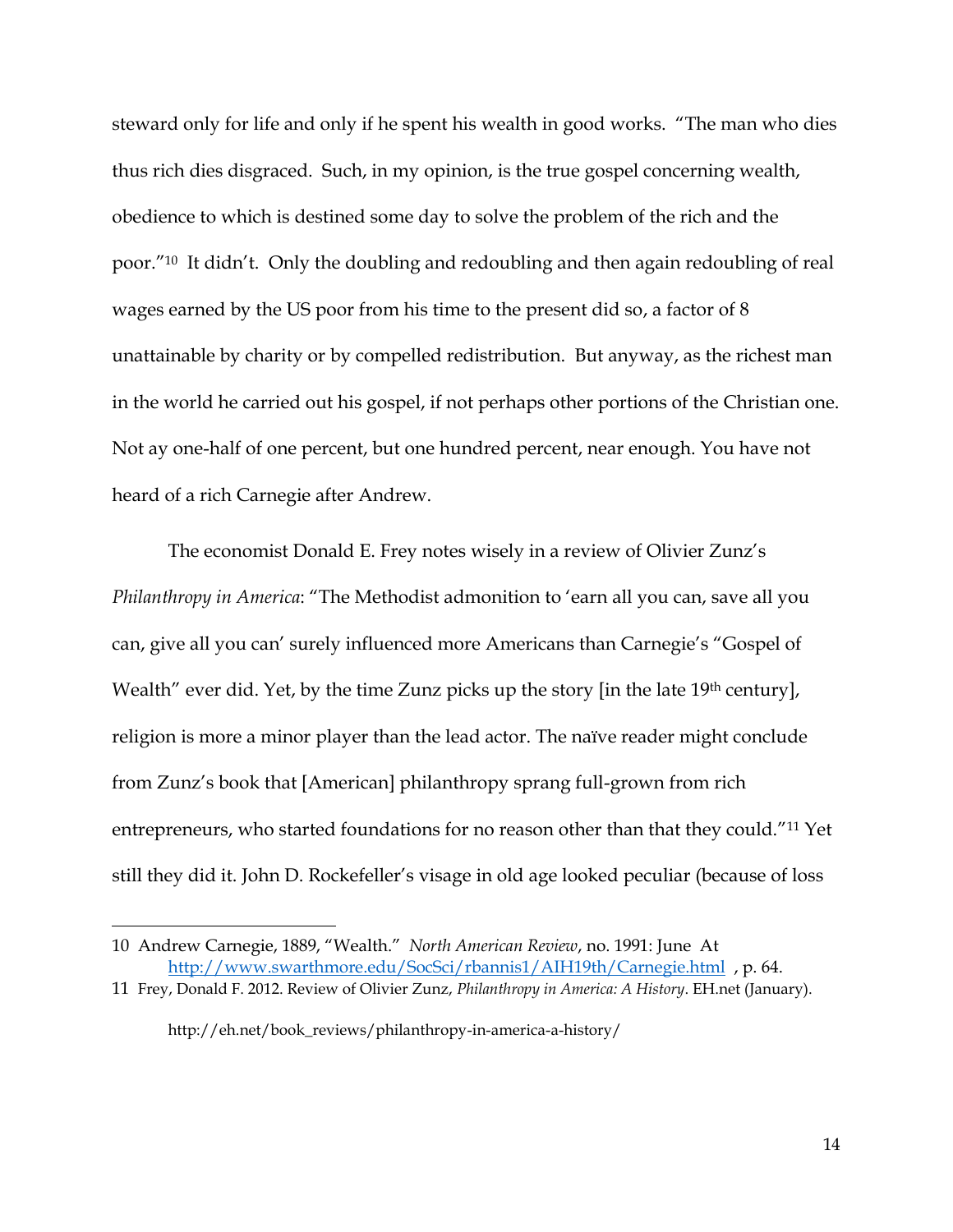steward only for life and only if he spent his wealth in good works. "The man who dies thus rich dies disgraced. Such, in my opinion, is the true gospel concerning wealth, obedience to which is destined some day to solve the problem of the rich and the poor."[10] It didn't. Only the doubling and redoubling and then again redoubling of real wages earned by the US poor from his time to the present did so, a factor of 8 unattainable by charity or by compelled redistribution. But anyway, as the richest man in the world he carried out his gospel, if not perhaps other portions of the Christian one. Not ay one-half of one percent, but one hundred percent, near enough. You have not heard of a rich Carnegie after Andrew.

The economist Donald E. Frey notes wisely in a review of Olivier Zunz's *Philanthropy in America*: "The Methodist admonition to 'earn all you can, save all you can, give all you can' surely influenced more Americans than Carnegie's "Gospel of Wealth" ever did. Yet, by the time Zunz picks up the story [in the late 19th century], religion is more a minor player than the lead actor. The naïve reader might conclude from Zunz's book that [American] philanthropy sprang full-grown from rich entrepreneurs, who started foundations for no reason other than that they could."[11] Yet still they did it. John D. Rockefeller's visage in old age looked peculiar (because of loss

---

10 Andrew Carnegie, 1889, "Wealth." *North American Review*, no. 1991: June At http://www.swarthmore.edu/SocSci/rbannis1/AIH19th/Carnegie.html , p. 64.

11 Frey, Donald F. 2012. Review of Olivier Zunz, *Philanthropy in America: A History*. EH.net (January).

http://eh.net/book_reviews/philanthropy-in-america-a-history/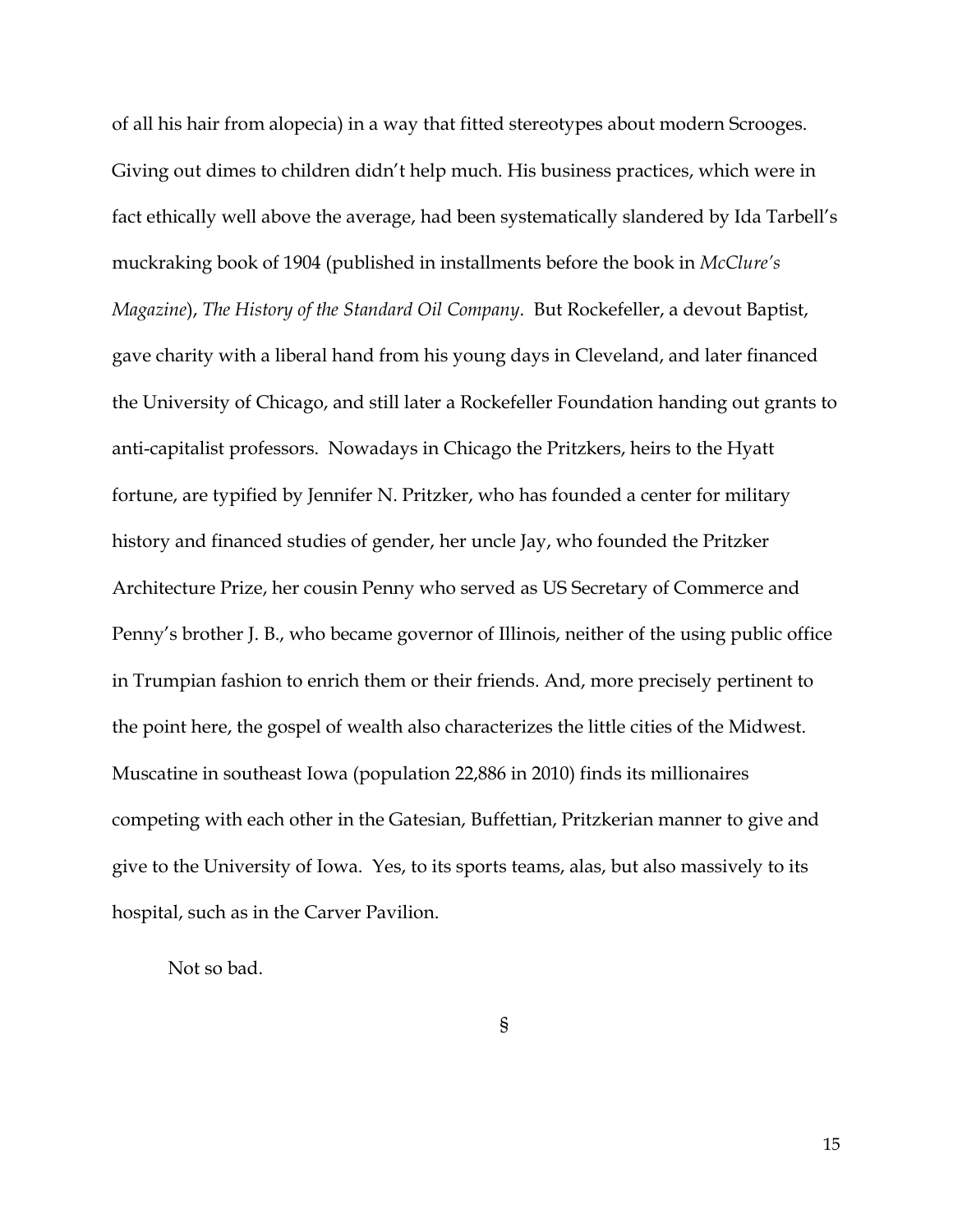of all his hair from alopecia) in a way that fitted stereotypes about modern Scrooges. Giving out dimes to children didn't help much. His business practices, which were in fact ethically well above the average, had been systematically slandered by Ida Tarbell's muckraking book of 1904 (published in installments before the book in *McClure's Magazine*), *The History of the Standard Oil Company*. But Rockefeller, a devout Baptist, gave charity with a liberal hand from his young days in Cleveland, and later financed the University of Chicago, and still later a Rockefeller Foundation handing out grants to anti-capitalist professors. Nowadays in Chicago the Pritzkers, heirs to the Hyatt fortune, are typified by Jennifer N. Pritzker, who has founded a center for military history and financed studies of gender, her uncle Jay, who founded the Pritzker Architecture Prize, her cousin Penny who served as US Secretary of Commerce and Penny's brother J. B., who became governor of Illinois, neither of the using public office in Trumpian fashion to enrich them or their friends. And, more precisely pertinent to the point here, the gospel of wealth also characterizes the little cities of the Midwest. Muscatine in southeast Iowa (population 22,886 in 2010) finds its millionaires competing with each other in the Gatesian, Buffettian, Pritzkerian manner to give and give to the University of Iowa. Yes, to its sports teams, alas, but also massively to its hospital, such as in the Carver Pavilion.

Not so bad.

§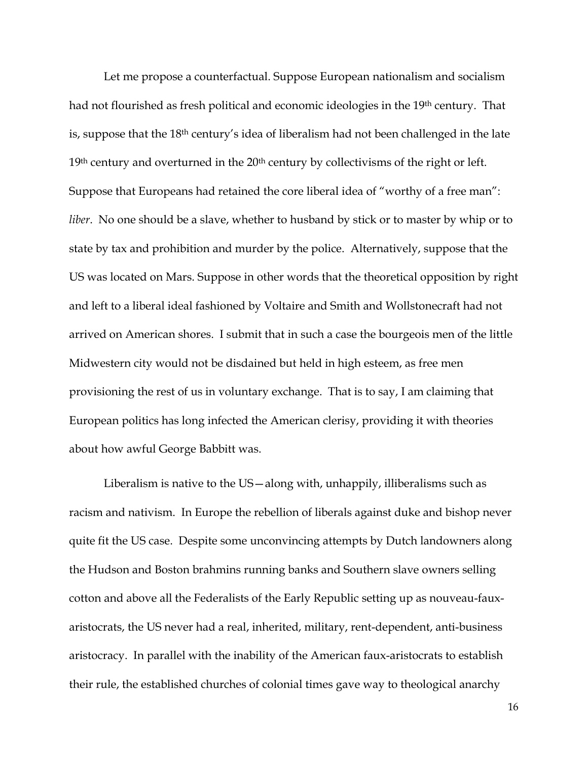Let me propose a counterfactual. Suppose European nationalism and socialism had not flourished as fresh political and economic ideologies in the 19th century. That is, suppose that the 18th century's idea of liberalism had not been challenged in the late 19th century and overturned in the 20th century by collectivisms of the right or left. Suppose that Europeans had retained the core liberal idea of "worthy of a free man": *liber*. No one should be a slave, whether to husband by stick or to master by whip or to state by tax and prohibition and murder by the police. Alternatively, suppose that the US was located on Mars. Suppose in other words that the theoretical opposition by right and left to a liberal ideal fashioned by Voltaire and Smith and Wollstonecraft had not arrived on American shores. I submit that in such a case the bourgeois men of the little Midwestern city would not be disdained but held in high esteem, as free men provisioning the rest of us in voluntary exchange. That is to say, I am claiming that European politics has long infected the American clerisy, providing it with theories about how awful George Babbitt was.

Liberalism is native to the US—along with, unhappily, illiberalisms such as racism and nativism. In Europe the rebellion of liberals against duke and bishop never quite fit the US case. Despite some unconvincing attempts by Dutch landowners along the Hudson and Boston brahmins running banks and Southern slave owners selling cotton and above all the Federalists of the Early Republic setting up as nouveau-faux-aristocrats, the US never had a real, inherited, military, rent-dependent, anti-business aristocracy. In parallel with the inability of the American faux-aristocrats to establish their rule, the established churches of colonial times gave way to theological anarchy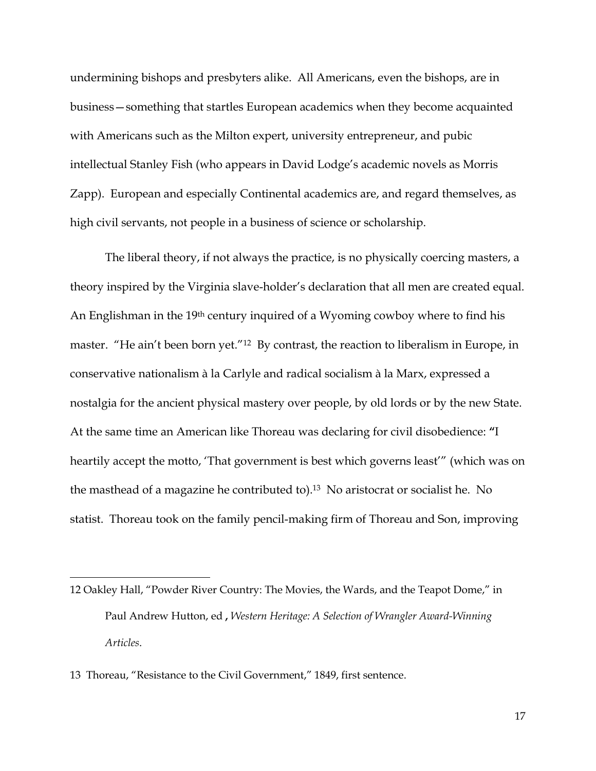undermining bishops and presbyters alike. All Americans, even the bishops, are in business—something that startles European academics when they become acquainted with Americans such as the Milton expert, university entrepreneur, and pubic intellectual Stanley Fish (who appears in David Lodge's academic novels as Morris Zapp). European and especially Continental academics are, and regard themselves, as high civil servants, not people in a business of science or scholarship.

The liberal theory, if not always the practice, is no physically coercing masters, a theory inspired by the Virginia slave-holder's declaration that all men are created equal. An Englishman in the 19th century inquired of a Wyoming cowboy where to find his master. "He ain't been born yet."[12] By contrast, the reaction to liberalism in Europe, in conservative nationalism à la Carlyle and radical socialism à la Marx, expressed a nostalgia for the ancient physical mastery over people, by old lords or by the new State. At the same time an American like Thoreau was declaring for civil disobedience: "I heartily accept the motto, 'That government is best which governs least'" (which was on the masthead of a magazine he contributed to).[13] No aristocrat or socialist he. No statist. Thoreau took on the family pencil-making firm of Thoreau and Son, improving

---

12 Oakley Hall, "Powder River Country: The Movies, the Wards, and the Teapot Dome," in Paul Andrew Hutton, ed , *Western Heritage: A Selection of Wrangler Award-Winning Articles*.

13 Thoreau, "Resistance to the Civil Government," 1849, first sentence.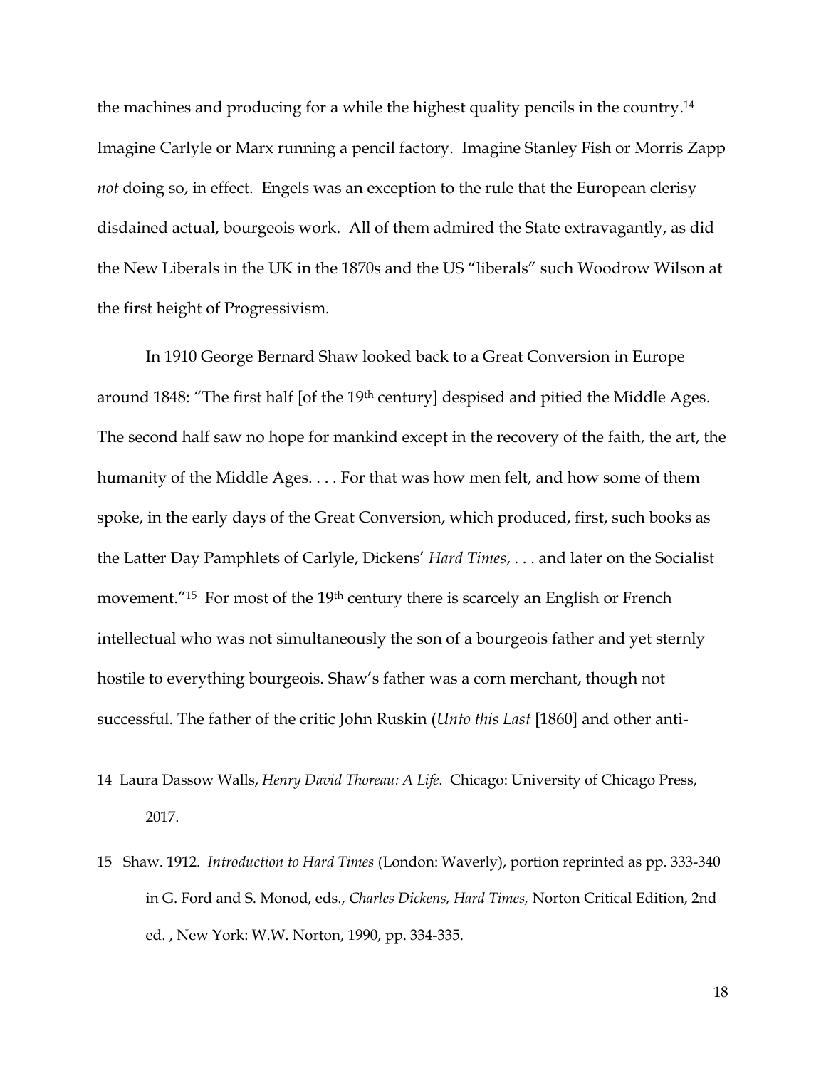the machines and producing for a while the highest quality pencils in the country.[14] Imagine Carlyle or Marx running a pencil factory. Imagine Stanley Fish or Morris Zapp *not* doing so, in effect. Engels was an exception to the rule that the European clerisy disdained actual, bourgeois work. All of them admired the State extravagantly, as did the New Liberals in the UK in the 1870s and the US "liberals" such Woodrow Wilson at the first height of Progressivism.

In 1910 George Bernard Shaw looked back to a Great Conversion in Europe around 1848: "The first half [of the 19th century] despised and pitied the Middle Ages. The second half saw no hope for mankind except in the recovery of the faith, the art, the humanity of the Middle Ages. . . . For that was how men felt, and how some of them spoke, in the early days of the Great Conversion, which produced, first, such books as the Latter Day Pamphlets of Carlyle, Dickens' *Hard Times*, . . . and later on the Socialist movement."[15] For most of the 19th century there is scarcely an English or French intellectual who was not simultaneously the son of a bourgeois father and yet sternly hostile to everything bourgeois. Shaw's father was a corn merchant, though not successful. The father of the critic John Ruskin (*Unto this Last* [1860] and other anti-

---

14 Laura Dassow Walls, *Henry David Thoreau: A Life*. Chicago: University of Chicago Press, 2017.

15 Shaw. 1912. *Introduction to Hard Times* (London: Waverly), portion reprinted as pp. 333-340 in G. Ford and S. Monod, eds., *Charles Dickens, Hard Times,* Norton Critical Edition, 2nd ed. , New York: W.W. Norton, 1990, pp. 334-335.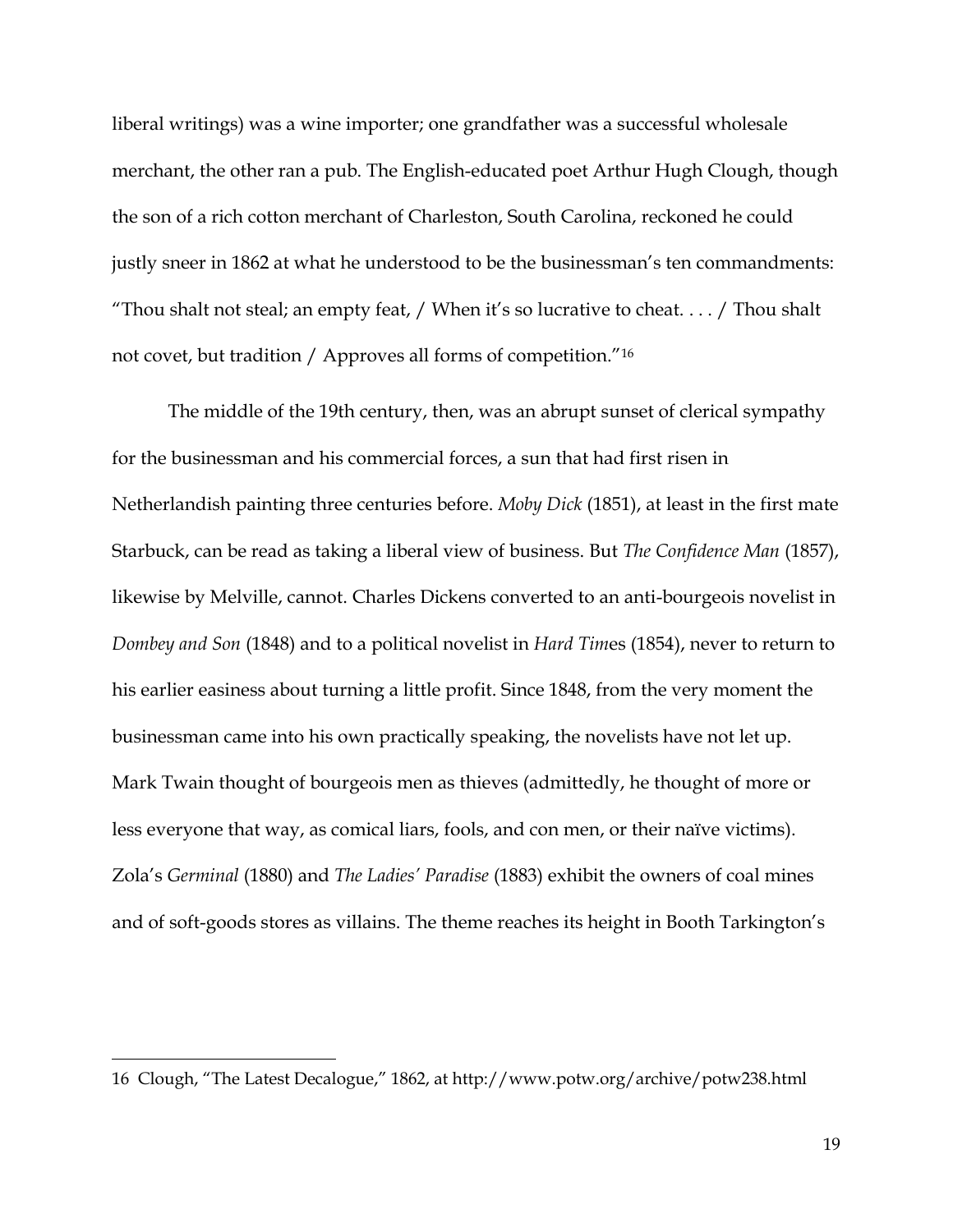liberal writings) was a wine importer; one grandfather was a successful wholesale merchant, the other ran a pub. The English-educated poet Arthur Hugh Clough, though the son of a rich cotton merchant of Charleston, South Carolina, reckoned he could justly sneer in 1862 at what he understood to be the businessman's ten commandments: "Thou shalt not steal; an empty feat, / When it's so lucrative to cheat. . . . / Thou shalt not covet, but tradition / Approves all forms of competition."[16]

The middle of the 19th century, then, was an abrupt sunset of clerical sympathy for the businessman and his commercial forces, a sun that had first risen in Netherlandish painting three centuries before. *Moby Dick* (1851), at least in the first mate Starbuck, can be read as taking a liberal view of business. But *The Confidence Man* (1857), likewise by Melville, cannot. Charles Dickens converted to an anti-bourgeois novelist in *Dombey and Son* (1848) and to a political novelist in *Hard Tim*es (1854), never to return to his earlier easiness about turning a little profit. Since 1848, from the very moment the businessman came into his own practically speaking, the novelists have not let up. Mark Twain thought of bourgeois men as thieves (admittedly, he thought of more or less everyone that way, as comical liars, fools, and con men, or their naïve victims). Zola's *Germinal* (1880) and *The Ladies' Paradise* (1883) exhibit the owners of coal mines and of soft-goods stores as villains. The theme reaches its height in Booth Tarkington's

---

16 Clough, "The Latest Decalogue," 1862, at http://www.potw.org/archive/potw238.html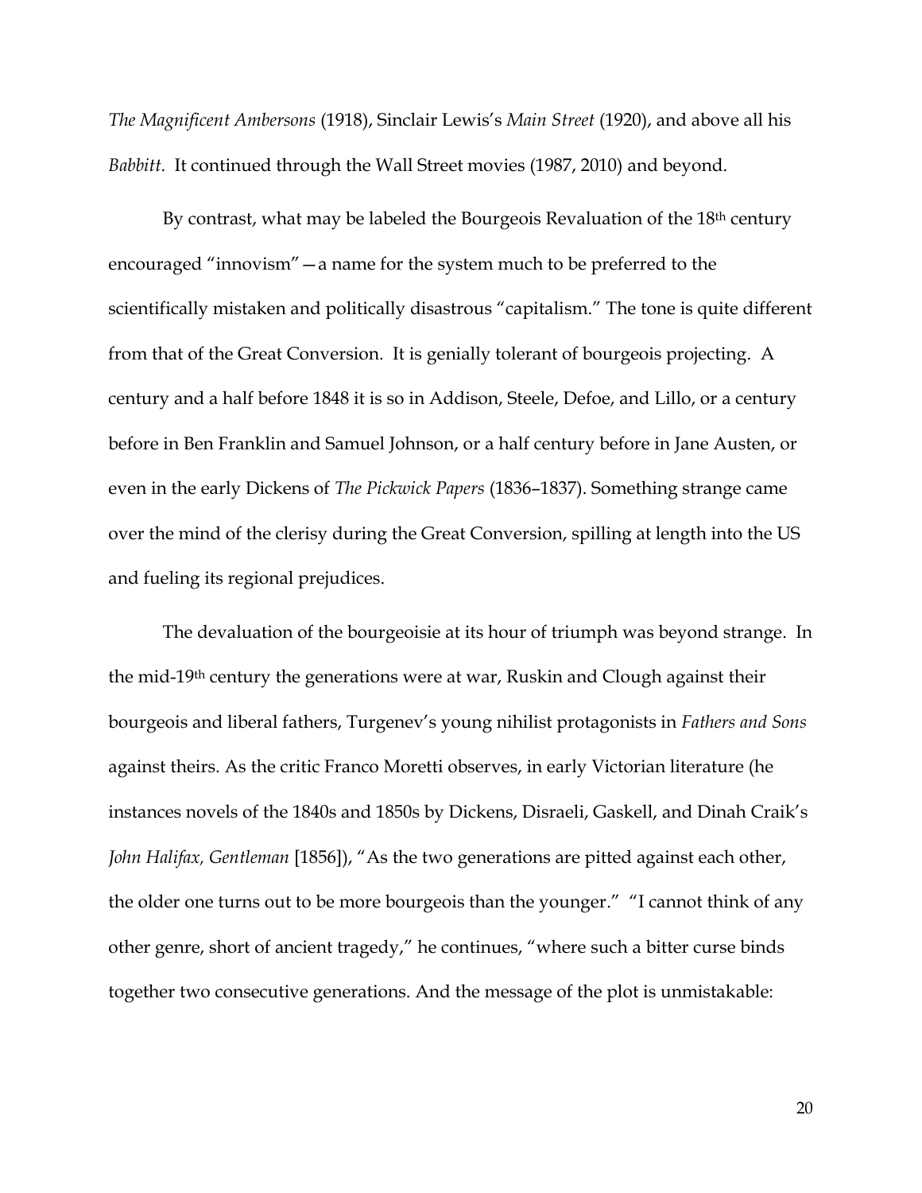*The Magnificent Ambersons* (1918), Sinclair Lewis's *Main Street* (1920), and above all his *Babbitt*. It continued through the Wall Street movies (1987, 2010) and beyond.

By contrast, what may be labeled the Bourgeois Revaluation of the 18th century encouraged "innovism"—a name for the system much to be preferred to the scientifically mistaken and politically disastrous "capitalism." The tone is quite different from that of the Great Conversion. It is genially tolerant of bourgeois projecting. A century and a half before 1848 it is so in Addison, Steele, Defoe, and Lillo, or a century before in Ben Franklin and Samuel Johnson, or a half century before in Jane Austen, or even in the early Dickens of *The Pickwick Papers* (1836–1837). Something strange came over the mind of the clerisy during the Great Conversion, spilling at length into the US and fueling its regional prejudices.

The devaluation of the bourgeoisie at its hour of triumph was beyond strange. In the mid-19th century the generations were at war, Ruskin and Clough against their bourgeois and liberal fathers, Turgenev's young nihilist protagonists in *Fathers and Sons* against theirs. As the critic Franco Moretti observes, in early Victorian literature (he instances novels of the 1840s and 1850s by Dickens, Disraeli, Gaskell, and Dinah Craik's *John Halifax, Gentleman* [1856]), "As the two generations are pitted against each other, the older one turns out to be more bourgeois than the younger." "I cannot think of any other genre, short of ancient tragedy," he continues, "where such a bitter curse binds together two consecutive generations. And the message of the plot is unmistakable: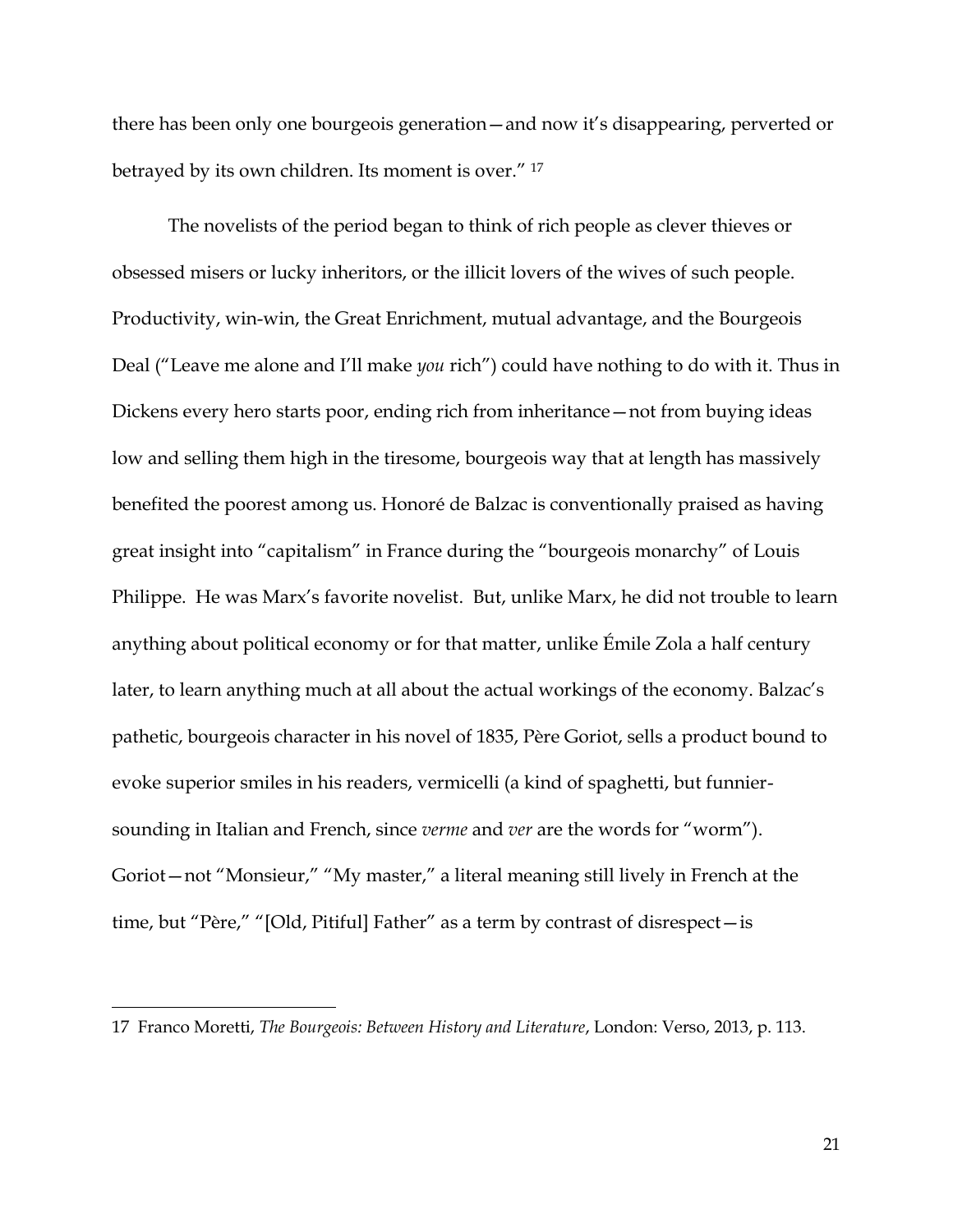there has been only one bourgeois generation—and now it's disappearing, perverted or betrayed by its own children. Its moment is over." [17]

The novelists of the period began to think of rich people as clever thieves or obsessed misers or lucky inheritors, or the illicit lovers of the wives of such people. Productivity, win-win, the Great Enrichment, mutual advantage, and the Bourgeois Deal ("Leave me alone and I'll make *you* rich") could have nothing to do with it. Thus in Dickens every hero starts poor, ending rich from inheritance—not from buying ideas low and selling them high in the tiresome, bourgeois way that at length has massively benefited the poorest among us. Honoré de Balzac is conventionally praised as having great insight into "capitalism" in France during the "bourgeois monarchy" of Louis Philippe. He was Marx's favorite novelist. But, unlike Marx, he did not trouble to learn anything about political economy or for that matter, unlike Émile Zola a half century later, to learn anything much at all about the actual workings of the economy. Balzac's pathetic, bourgeois character in his novel of 1835, Père Goriot, sells a product bound to evoke superior smiles in his readers, vermicelli (a kind of spaghetti, but funnier-sounding in Italian and French, since *verme* and *ver* are the words for "worm"). Goriot—not "Monsieur," "My master," a literal meaning still lively in French at the time, but "Père," "[Old, Pitiful] Father" as a term by contrast of disrespect—is

---

17 Franco Moretti, *The Bourgeois: Between History and Literature*, London: Verso, 2013, p. 113.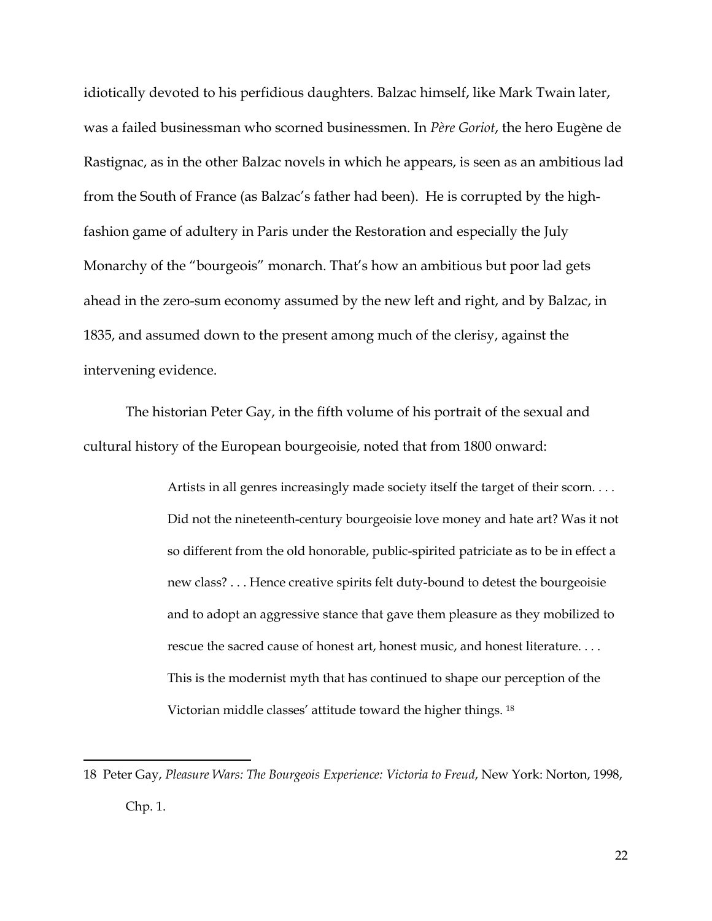idiotically devoted to his perfidious daughters. Balzac himself, like Mark Twain later, was a failed businessman who scorned businessmen. In *Père Goriot*, the hero Eugène de Rastignac, as in the other Balzac novels in which he appears, is seen as an ambitious lad from the South of France (as Balzac's father had been). He is corrupted by the high-fashion game of adultery in Paris under the Restoration and especially the July Monarchy of the "bourgeois" monarch. That's how an ambitious but poor lad gets ahead in the zero-sum economy assumed by the new left and right, and by Balzac, in 1835, and assumed down to the present among much of the clerisy, against the intervening evidence.

The historian Peter Gay, in the fifth volume of his portrait of the sexual and cultural history of the European bourgeoisie, noted that from 1800 onward:

> Artists in all genres increasingly made society itself the target of their scorn. . . . Did not the nineteenth-century bourgeoisie love money and hate art? Was it not so different from the old honorable, public-spirited patriciate as to be in effect a new class? . . . Hence creative spirits felt duty-bound to detest the bourgeoisie and to adopt an aggressive stance that gave them pleasure as they mobilized to rescue the sacred cause of honest art, honest music, and honest literature. . . . This is the modernist myth that has continued to shape our perception of the Victorian middle classes' attitude toward the higher things. [18]

---

18 Peter Gay, *Pleasure Wars: The Bourgeois Experience: Victoria to Freud*, New York: Norton, 1998, Chp. 1.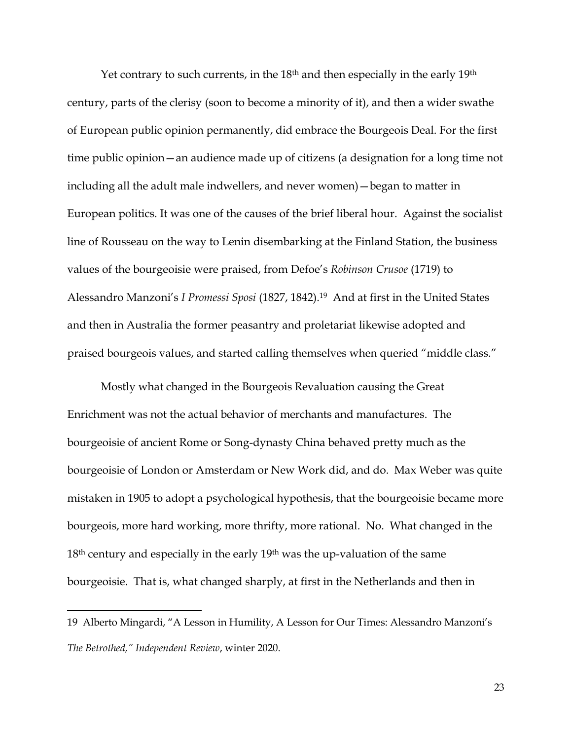Yet contrary to such currents, in the 18th and then especially in the early 19th century, parts of the clerisy (soon to become a minority of it), and then a wider swathe of European public opinion permanently, did embrace the Bourgeois Deal. For the first time public opinion—an audience made up of citizens (a designation for a long time not including all the adult male indwellers, and never women)—began to matter in European politics. It was one of the causes of the brief liberal hour. Against the socialist line of Rousseau on the way to Lenin disembarking at the Finland Station, the business values of the bourgeoisie were praised, from Defoe's *Robinson Crusoe* (1719) to Alessandro Manzoni's *I Promessi Sposi* (1827, 1842).[19] And at first in the United States and then in Australia the former peasantry and proletariat likewise adopted and praised bourgeois values, and started calling themselves when queried "middle class."

Mostly what changed in the Bourgeois Revaluation causing the Great Enrichment was not the actual behavior of merchants and manufactures. The bourgeoisie of ancient Rome or Song-dynasty China behaved pretty much as the bourgeoisie of London or Amsterdam or New Work did, and do. Max Weber was quite mistaken in 1905 to adopt a psychological hypothesis, that the bourgeoisie became more bourgeois, more hard working, more thrifty, more rational. No. What changed in the 18th century and especially in the early 19th was the up-valuation of the same bourgeoisie. That is, what changed sharply, at first in the Netherlands and then in

19 Alberto Mingardi, "A Lesson in Humility, A Lesson for Our Times: Alessandro Manzoni's *The Betrothed," Independent Review*, winter 2020.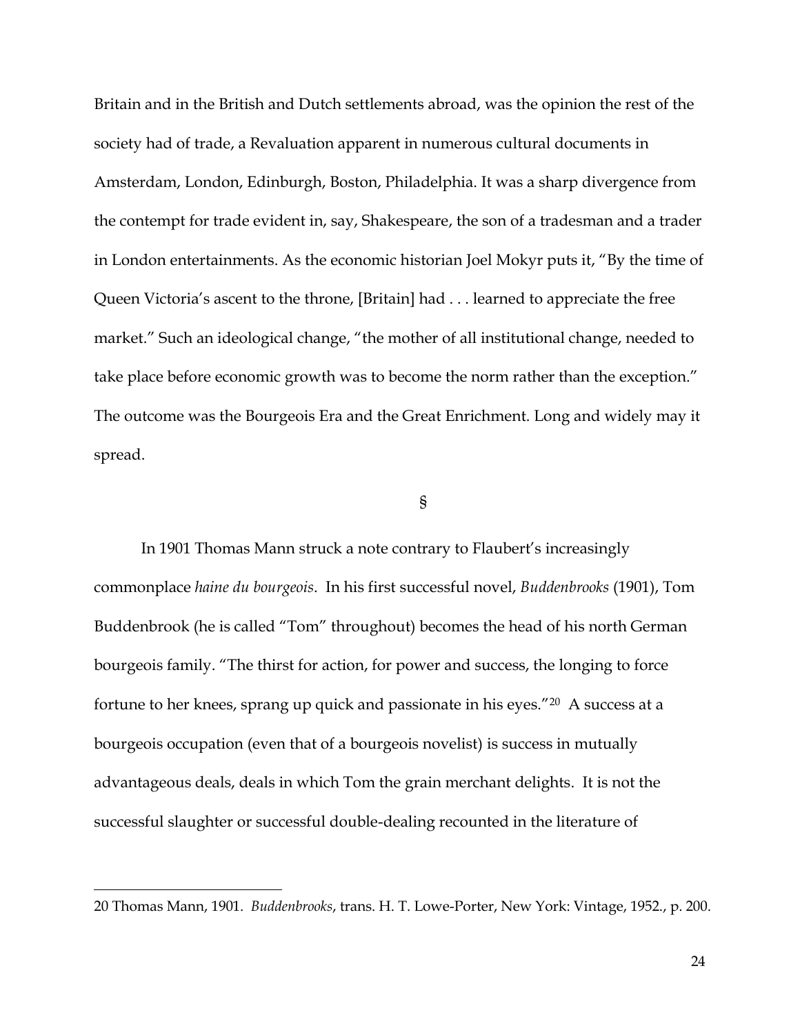Britain and in the British and Dutch settlements abroad, was the opinion the rest of the society had of trade, a Revaluation apparent in numerous cultural documents in Amsterdam, London, Edinburgh, Boston, Philadelphia. It was a sharp divergence from the contempt for trade evident in, say, Shakespeare, the son of a tradesman and a trader in London entertainments. As the economic historian Joel Mokyr puts it, "By the time of Queen Victoria's ascent to the throne, [Britain] had . . . learned to appreciate the free market." Such an ideological change, "the mother of all institutional change, needed to take place before economic growth was to become the norm rather than the exception." The outcome was the Bourgeois Era and the Great Enrichment. Long and widely may it spread.

§

In 1901 Thomas Mann struck a note contrary to Flaubert's increasingly commonplace *haine du bourgeois*. In his first successful novel, *Buddenbrooks* (1901), Tom Buddenbrook (he is called "Tom" throughout) becomes the head of his north German bourgeois family. "The thirst for action, for power and success, the longing to force fortune to her knees, sprang up quick and passionate in his eyes."[20] A success at a bourgeois occupation (even that of a bourgeois novelist) is success in mutually advantageous deals, deals in which Tom the grain merchant delights. It is not the successful slaughter or successful double-dealing recounted in the literature of

---

20 Thomas Mann, 1901. *Buddenbrooks*, trans. H. T. Lowe-Porter, New York: Vintage, 1952., p. 200.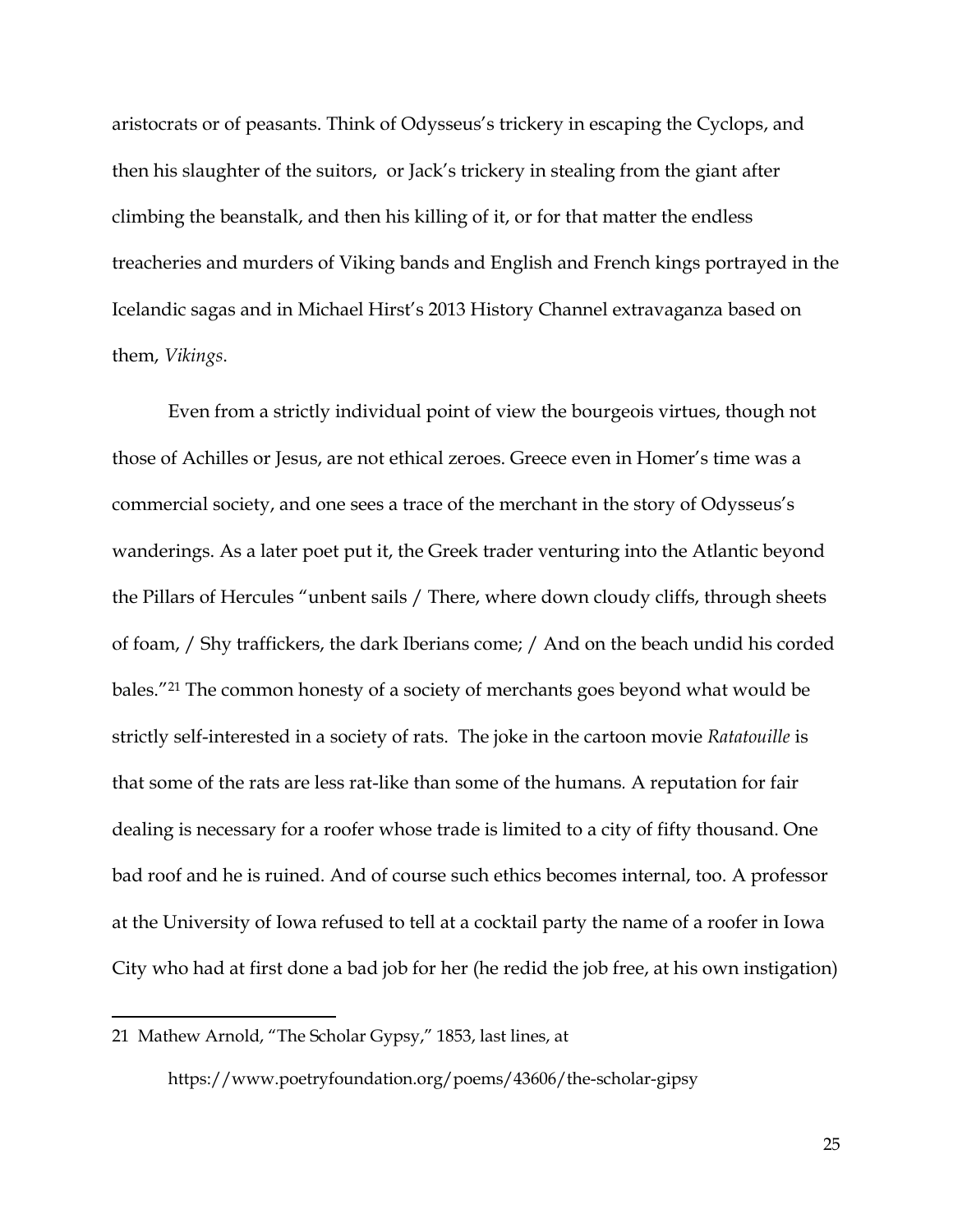aristocrats or of peasants. Think of Odysseus's trickery in escaping the Cyclops, and then his slaughter of the suitors,  or Jack's trickery in stealing from the giant after climbing the beanstalk, and then his killing of it, or for that matter the endless treacheries and murders of Viking bands and English and French kings portrayed in the Icelandic sagas and in Michael Hirst's 2013 History Channel extravaganza based on them, *Vikings*.

Even from a strictly individual point of view the bourgeois virtues, though not those of Achilles or Jesus, are not ethical zeroes. Greece even in Homer's time was a commercial society, and one sees a trace of the merchant in the story of Odysseus's wanderings. As a later poet put it, the Greek trader venturing into the Atlantic beyond the Pillars of Hercules "unbent sails / There, where down cloudy cliffs, through sheets of foam, / Shy traffickers, the dark Iberians come; / And on the beach undid his corded bales."[21] The common honesty of a society of merchants goes beyond what would be strictly self-interested in a society of rats.  The joke in the cartoon movie *Ratatouille* is that some of the rats are less rat-like than some of the humans. A reputation for fair dealing is necessary for a roofer whose trade is limited to a city of fifty thousand. One bad roof and he is ruined. And of course such ethics becomes internal, too. A professor at the University of Iowa refused to tell at a cocktail party the name of a roofer in Iowa City who had at first done a bad job for her (he redid the job free, at his own instigation)

---

21 Mathew Arnold, "The Scholar Gypsy," 1853, last lines, at

https://www.poetryfoundation.org/poems/43606/the-scholar-gipsy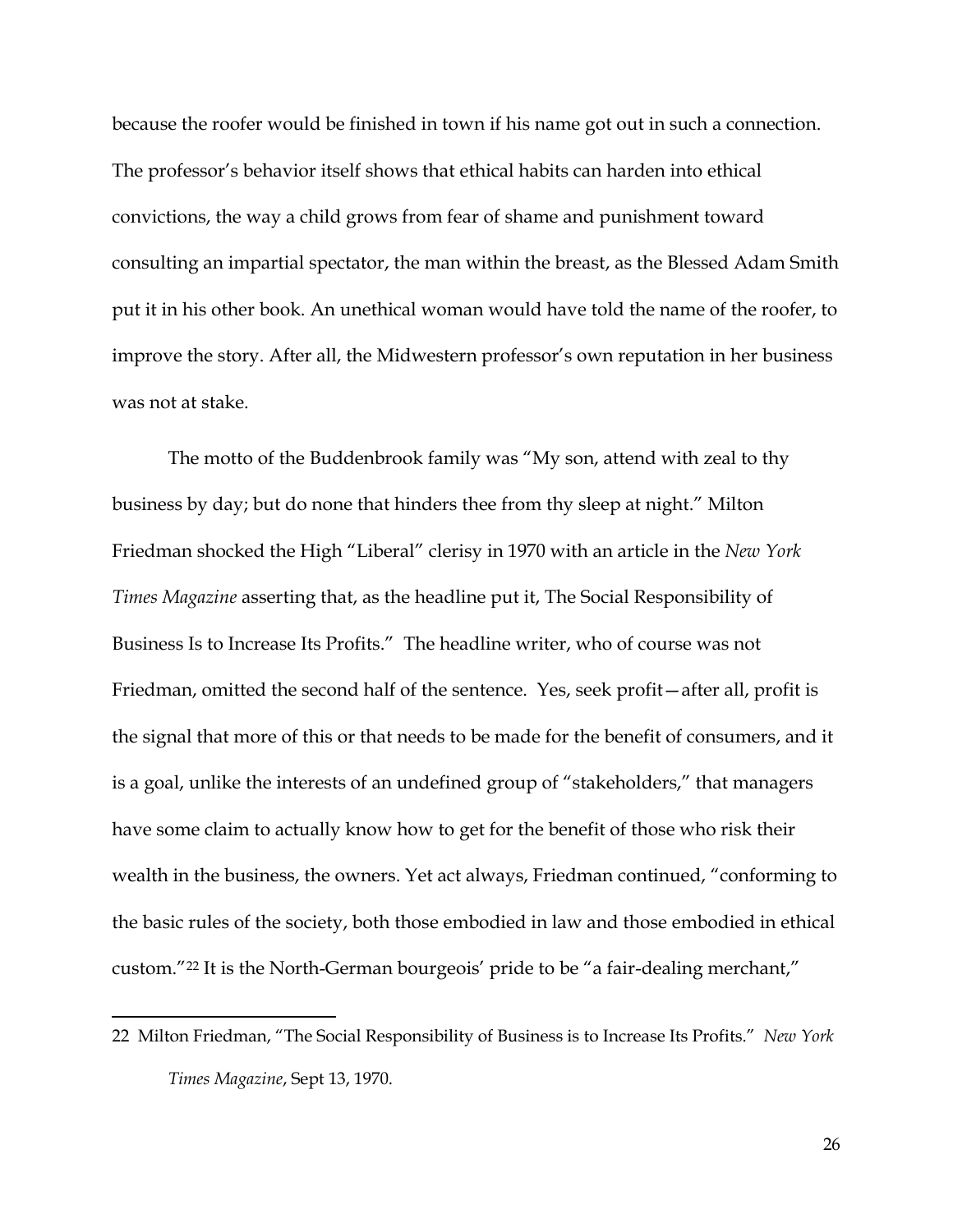because the roofer would be finished in town if his name got out in such a connection. The professor's behavior itself shows that ethical habits can harden into ethical convictions, the way a child grows from fear of shame and punishment toward consulting an impartial spectator, the man within the breast, as the Blessed Adam Smith put it in his other book. An unethical woman would have told the name of the roofer, to improve the story. After all, the Midwestern professor's own reputation in her business was not at stake.

The motto of the Buddenbrook family was "My son, attend with zeal to thy business by day; but do none that hinders thee from thy sleep at night." Milton Friedman shocked the High "Liberal" clerisy in 1970 with an article in the *New York Times Magazine* asserting that, as the headline put it, The Social Responsibility of Business Is to Increase Its Profits." The headline writer, who of course was not Friedman, omitted the second half of the sentence. Yes, seek profit—after all, profit is the signal that more of this or that needs to be made for the benefit of consumers, and it is a goal, unlike the interests of an undefined group of "stakeholders," that managers have some claim to actually know how to get for the benefit of those who risk their wealth in the business, the owners. Yet act always, Friedman continued, "conforming to the basic rules of the society, both those embodied in law and those embodied in ethical custom."[22] It is the North-German bourgeois' pride to be "a fair-dealing merchant,"

22 Milton Friedman, "The Social Responsibility of Business is to Increase Its Profits." *New York Times Magazine*, Sept 13, 1970.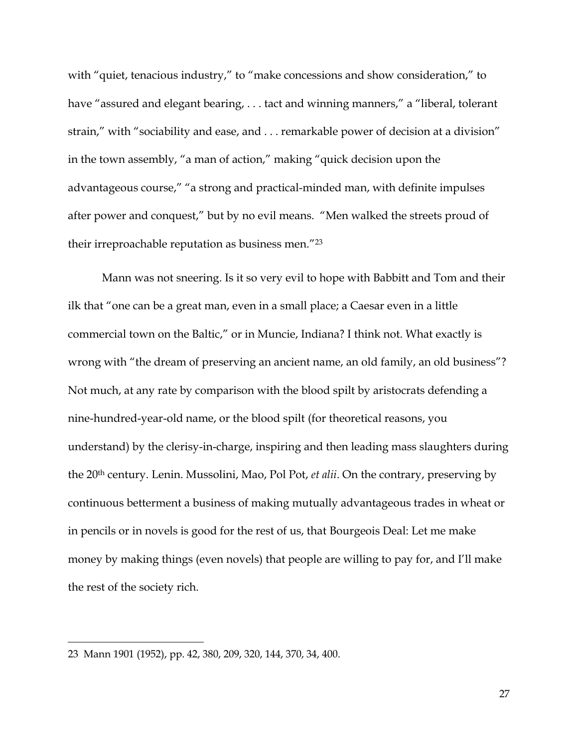with "quiet, tenacious industry," to "make concessions and show consideration," to have "assured and elegant bearing, . . . tact and winning manners," a "liberal, tolerant strain," with "sociability and ease, and . . . remarkable power of decision at a division" in the town assembly, "a man of action," making "quick decision upon the advantageous course," "a strong and practical-minded man, with definite impulses after power and conquest," but by no evil means. "Men walked the streets proud of their irreproachable reputation as business men."[23]

Mann was not sneering. Is it so very evil to hope with Babbitt and Tom and their ilk that "one can be a great man, even in a small place; a Caesar even in a little commercial town on the Baltic," or in Muncie, Indiana? I think not. What exactly is wrong with "the dream of preserving an ancient name, an old family, an old business"? Not much, at any rate by comparison with the blood spilt by aristocrats defending a nine-hundred-year-old name, or the blood spilt (for theoretical reasons, you understand) by the clerisy-in-charge, inspiring and then leading mass slaughters during the 20th century. Lenin. Mussolini, Mao, Pol Pot, *et alii*. On the contrary, preserving by continuous betterment a business of making mutually advantageous trades in wheat or in pencils or in novels is good for the rest of us, that Bourgeois Deal: Let me make money by making things (even novels) that people are willing to pay for, and I'll make the rest of the society rich.

---

23 Mann 1901 (1952), pp. 42, 380, 209, 320, 144, 370, 34, 400.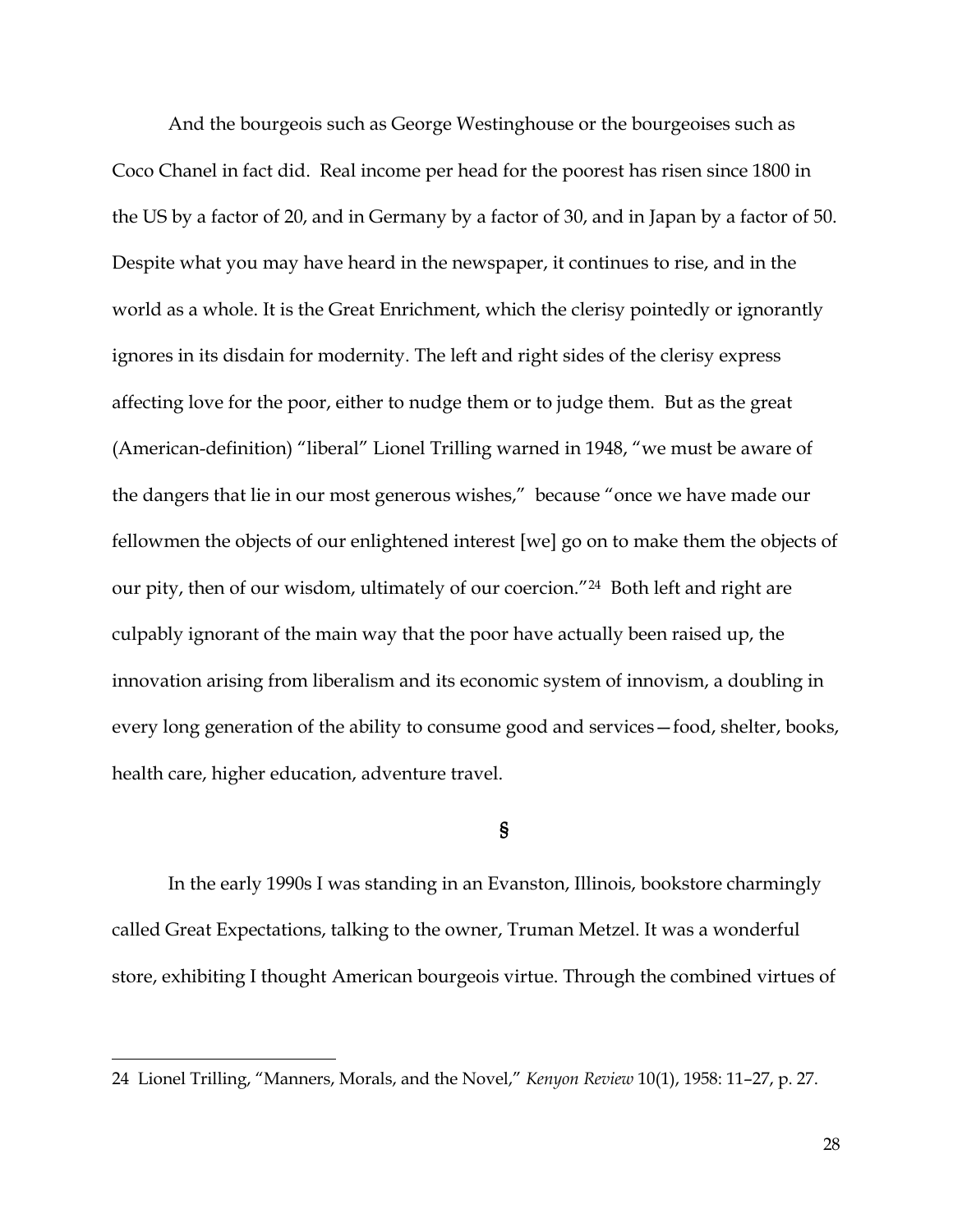And the bourgeois such as George Westinghouse or the bourgeoises such as Coco Chanel in fact did. Real income per head for the poorest has risen since 1800 in the US by a factor of 20, and in Germany by a factor of 30, and in Japan by a factor of 50. Despite what you may have heard in the newspaper, it continues to rise, and in the world as a whole. It is the Great Enrichment, which the clerisy pointedly or ignorantly ignores in its disdain for modernity. The left and right sides of the clerisy express affecting love for the poor, either to nudge them or to judge them. But as the great (American-definition) "liberal" Lionel Trilling warned in 1948, "we must be aware of the dangers that lie in our most generous wishes," because "once we have made our fellowmen the objects of our enlightened interest [we] go on to make them the objects of our pity, then of our wisdom, ultimately of our coercion."[24] Both left and right are culpably ignorant of the main way that the poor have actually been raised up, the innovation arising from liberalism and its economic system of innovism, a doubling in every long generation of the ability to consume good and services—food, shelter, books, health care, higher education, adventure travel.

§

In the early 1990s I was standing in an Evanston, Illinois, bookstore charmingly called Great Expectations, talking to the owner, Truman Metzel. It was a wonderful store, exhibiting I thought American bourgeois virtue. Through the combined virtues of

---

24 Lionel Trilling, "Manners, Morals, and the Novel," *Kenyon Review* 10(1), 1958: 11–27, p. 27.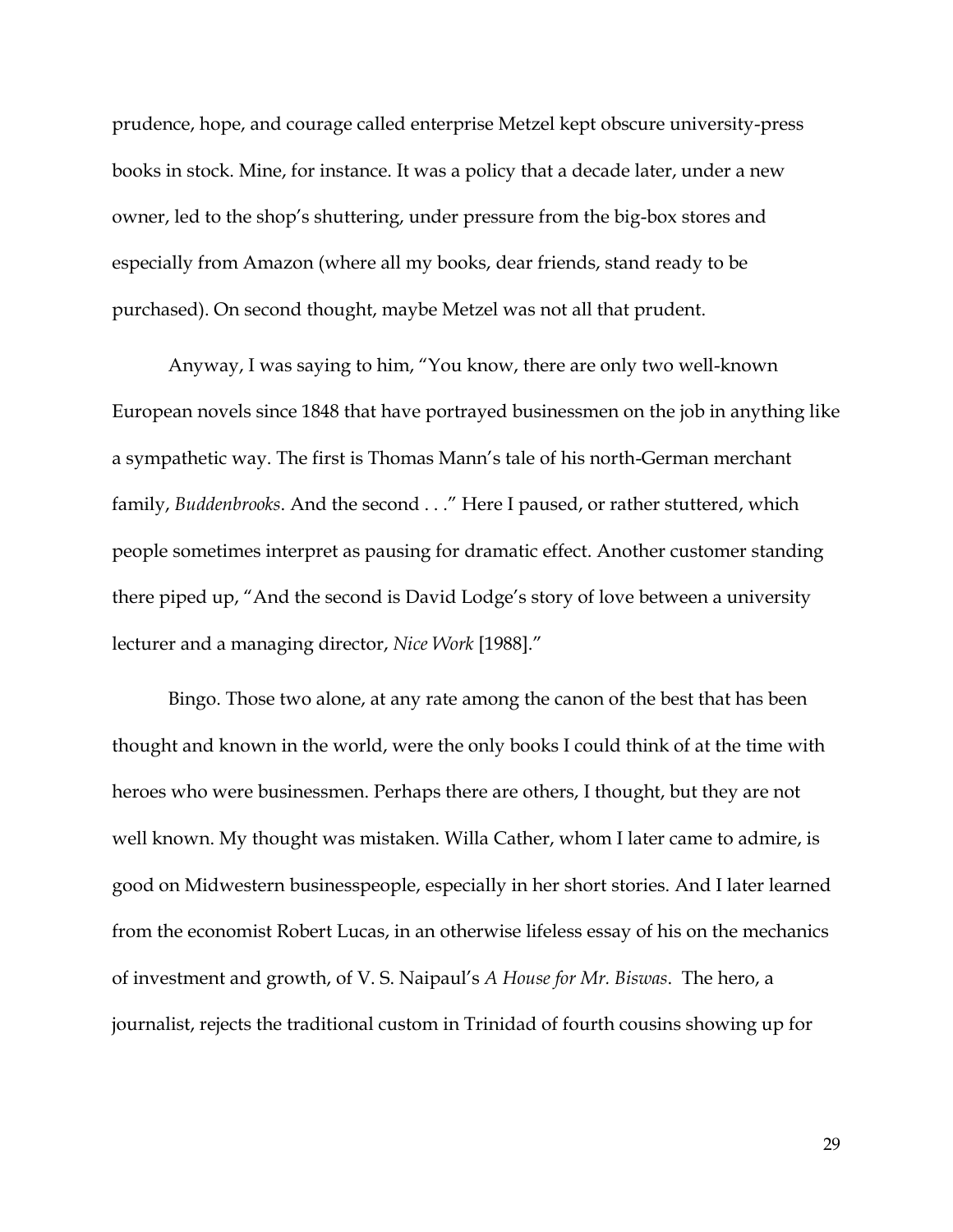prudence, hope, and courage called enterprise Metzel kept obscure university-press books in stock. Mine, for instance. It was a policy that a decade later, under a new owner, led to the shop's shuttering, under pressure from the big-box stores and especially from Amazon (where all my books, dear friends, stand ready to be purchased). On second thought, maybe Metzel was not all that prudent.

Anyway, I was saying to him, "You know, there are only two well-known European novels since 1848 that have portrayed businessmen on the job in anything like a sympathetic way. The first is Thomas Mann's tale of his north-German merchant family, *Buddenbrooks*. And the second . . ." Here I paused, or rather stuttered, which people sometimes interpret as pausing for dramatic effect. Another customer standing there piped up, "And the second is David Lodge's story of love between a university lecturer and a managing director, *Nice Work* [1988]."

Bingo. Those two alone, at any rate among the canon of the best that has been thought and known in the world, were the only books I could think of at the time with heroes who were businessmen. Perhaps there are others, I thought, but they are not well known. My thought was mistaken. Willa Cather, whom I later came to admire, is good on Midwestern businesspeople, especially in her short stories. And I later learned from the economist Robert Lucas, in an otherwise lifeless essay of his on the mechanics of investment and growth, of V. S. Naipaul's *A House for Mr. Biswas*. The hero, a journalist, rejects the traditional custom in Trinidad of fourth cousins showing up for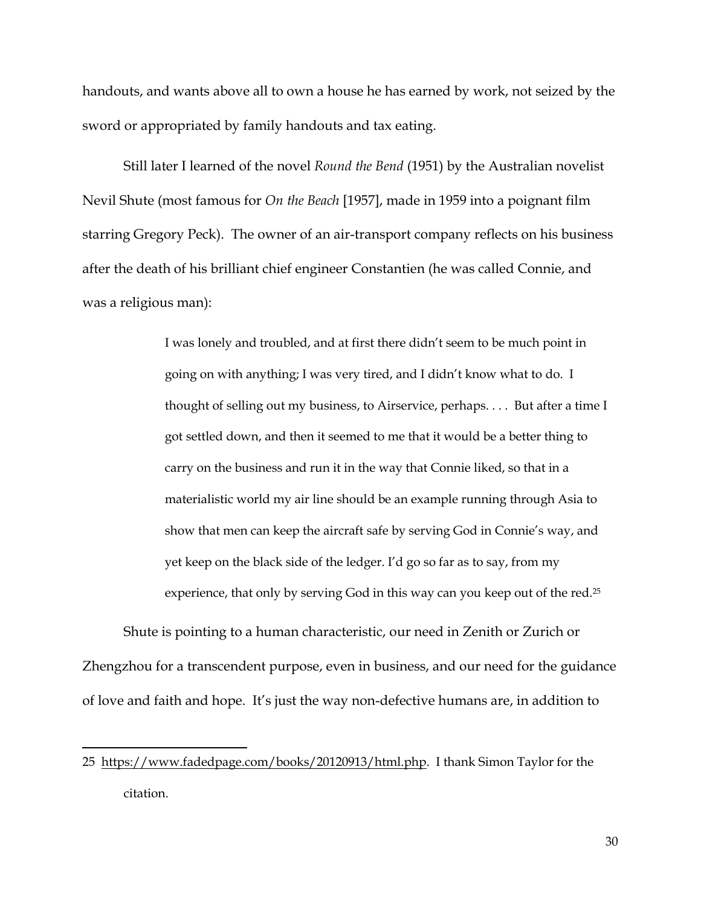handouts, and wants above all to own a house he has earned by work, not seized by the sword or appropriated by family handouts and tax eating.

Still later I learned of the novel *Round the Bend* (1951) by the Australian novelist Nevil Shute (most famous for *On the Beach* [1957], made in 1959 into a poignant film starring Gregory Peck). The owner of an air-transport company reflects on his business after the death of his brilliant chief engineer Constantien (he was called Connie, and was a religious man):

> I was lonely and troubled, and at first there didn't seem to be much point in going on with anything; I was very tired, and I didn't know what to do. I thought of selling out my business, to Airservice, perhaps. . . . But after a time I got settled down, and then it seemed to me that it would be a better thing to carry on the business and run it in the way that Connie liked, so that in a materialistic world my air line should be an example running through Asia to show that men can keep the aircraft safe by serving God in Connie's way, and yet keep on the black side of the ledger. I'd go so far as to say, from my experience, that only by serving God in this way can you keep out of the red.[25]

Shute is pointing to a human characteristic, our need in Zenith or Zurich or Zhengzhou for a transcendent purpose, even in business, and our need for the guidance of love and faith and hope. It's just the way non-defective humans are, in addition to

---

25 https://www.fadedpage.com/books/20120913/html.php. I thank Simon Taylor for the citation.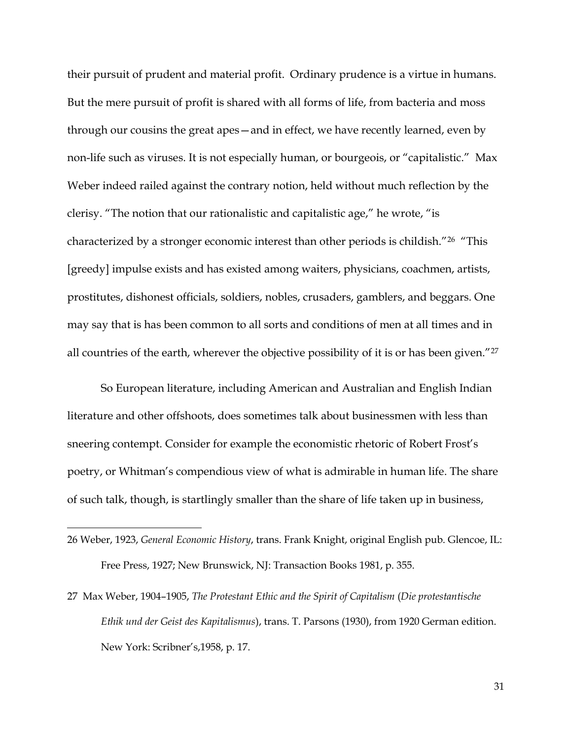their pursuit of prudent and material profit. Ordinary prudence is a virtue in humans. But the mere pursuit of profit is shared with all forms of life, from bacteria and moss through our cousins the great apes—and in effect, we have recently learned, even by non-life such as viruses. It is not especially human, or bourgeois, or "capitalistic." Max Weber indeed railed against the contrary notion, held without much reflection by the clerisy. "The notion that our rationalistic and capitalistic age," he wrote, "is characterized by a stronger economic interest than other periods is childish."[26] "This [greedy] impulse exists and has existed among waiters, physicians, coachmen, artists, prostitutes, dishonest officials, soldiers, nobles, crusaders, gamblers, and beggars. One may say that is has been common to all sorts and conditions of men at all times and in all countries of the earth, wherever the objective possibility of it is or has been given."[27]

So European literature, including American and Australian and English Indian literature and other offshoots, does sometimes talk about businessmen with less than sneering contempt. Consider for example the economistic rhetoric of Robert Frost's poetry, or Whitman's compendious view of what is admirable in human life. The share of such talk, though, is startlingly smaller than the share of life taken up in business,

---

26 Weber, 1923, *General Economic History*, trans. Frank Knight, original English pub. Glencoe, IL: Free Press, 1927; New Brunswick, NJ: Transaction Books 1981, p. 355.

27 Max Weber, 1904–1905, *The Protestant Ethic and the Spirit of Capitalism* (*Die protestantische Ethik und der Geist des Kapitalismus*), trans. T. Parsons (1930), from 1920 German edition. New York: Scribner's,1958, p. 17.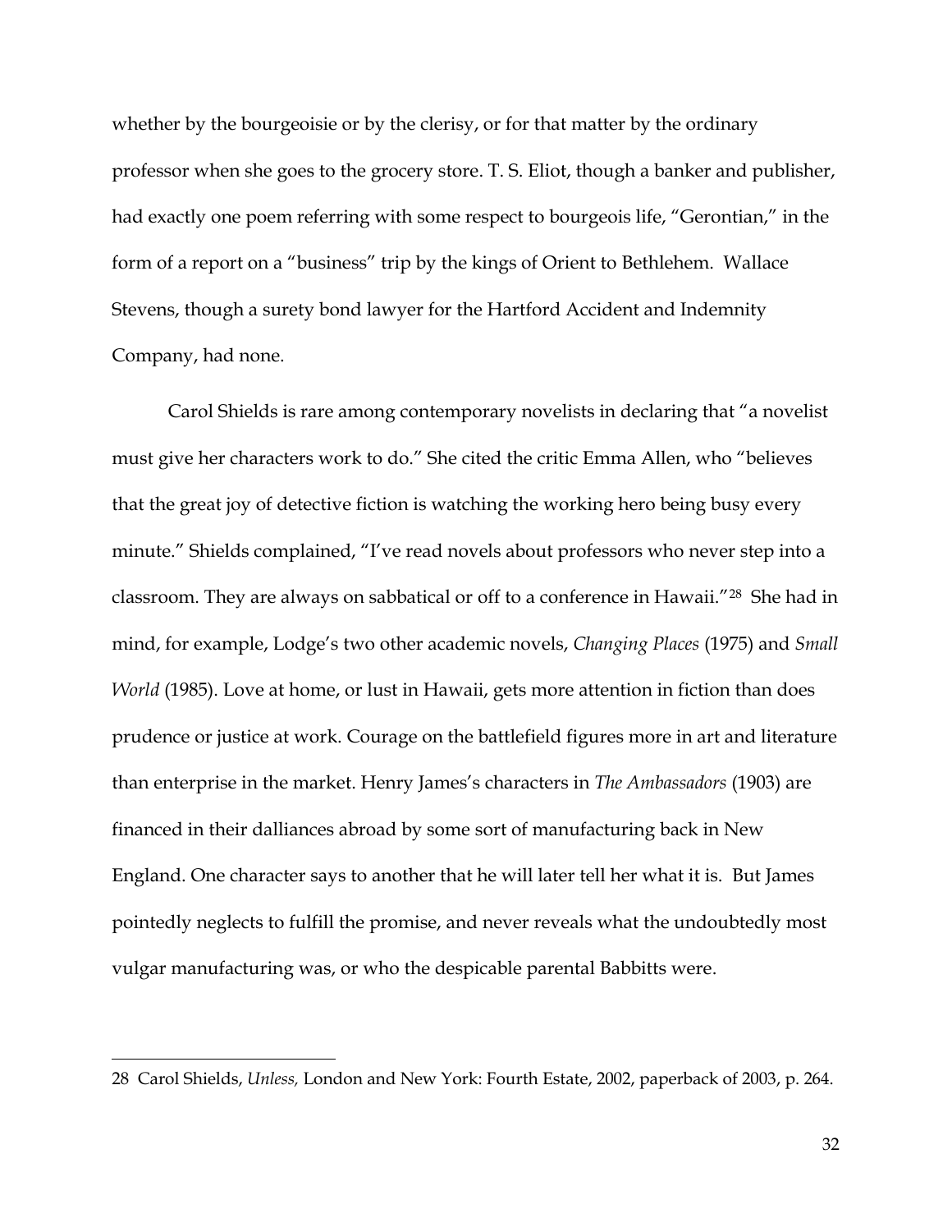whether by the bourgeoisie or by the clerisy, or for that matter by the ordinary professor when she goes to the grocery store. T. S. Eliot, though a banker and publisher, had exactly one poem referring with some respect to bourgeois life, "Gerontian," in the form of a report on a "business" trip by the kings of Orient to Bethlehem. Wallace Stevens, though a surety bond lawyer for the Hartford Accident and Indemnity Company, had none.

Carol Shields is rare among contemporary novelists in declaring that "a novelist must give her characters work to do." She cited the critic Emma Allen, who "believes that the great joy of detective fiction is watching the working hero being busy every minute." Shields complained, "I've read novels about professors who never step into a classroom. They are always on sabbatical or off to a conference in Hawaii."[28] She had in mind, for example, Lodge's two other academic novels, *Changing Places* (1975) and *Small World* (1985). Love at home, or lust in Hawaii, gets more attention in fiction than does prudence or justice at work. Courage on the battlefield figures more in art and literature than enterprise in the market. Henry James's characters in *The Ambassadors* (1903) are financed in their dalliances abroad by some sort of manufacturing back in New England. One character says to another that he will later tell her what it is. But James pointedly neglects to fulfill the promise, and never reveals what the undoubtedly most vulgar manufacturing was, or who the despicable parental Babbitts were.

---

28 Carol Shields, *Unless,* London and New York: Fourth Estate, 2002, paperback of 2003, p. 264.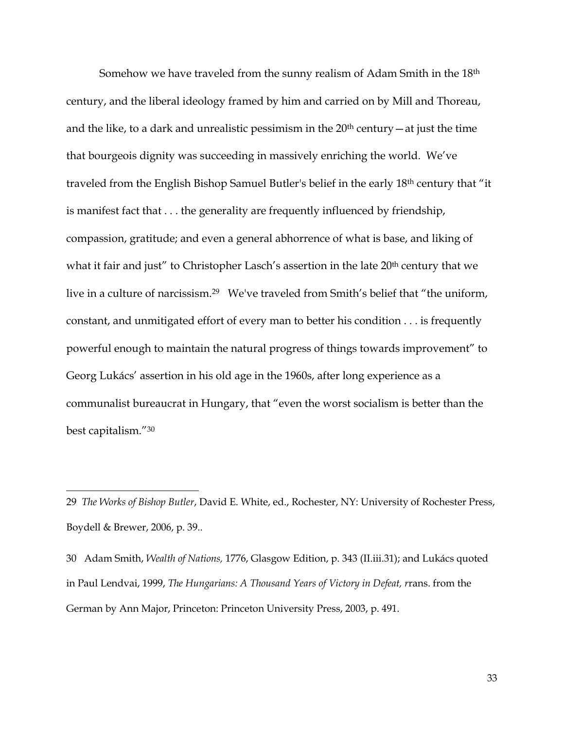Somehow we have traveled from the sunny realism of Adam Smith in the 18th century, and the liberal ideology framed by him and carried on by Mill and Thoreau, and the like, to a dark and unrealistic pessimism in the 20th century—at just the time that bourgeois dignity was succeeding in massively enriching the world. We've traveled from the English Bishop Samuel Butler's belief in the early 18th century that "it is manifest fact that . . . the generality are frequently influenced by friendship, compassion, gratitude; and even a general abhorrence of what is base, and liking of what it fair and just" to Christopher Lasch's assertion in the late 20th century that we live in a culture of narcissism.[29] We've traveled from Smith's belief that "the uniform, constant, and unmitigated effort of every man to better his condition . . . is frequently powerful enough to maintain the natural progress of things towards improvement" to Georg Lukács' assertion in his old age in the 1960s, after long experience as a communalist bureaucrat in Hungary, that "even the worst socialism is better than the best capitalism."[30]

---

29 *The Works of Bishop Butler*, David E. White, ed., Rochester, NY: University of Rochester Press, Boydell & Brewer, 2006, p. 39..

30 Adam Smith, *Wealth of Nations,* 1776, Glasgow Edition, p. 343 (II.iii.31); and Lukács quoted in Paul Lendvai, 1999, *The Hungarians: A Thousand Years of Victory in Defeat, r*rans. from the German by Ann Major, Princeton: Princeton University Press, 2003, p. 491.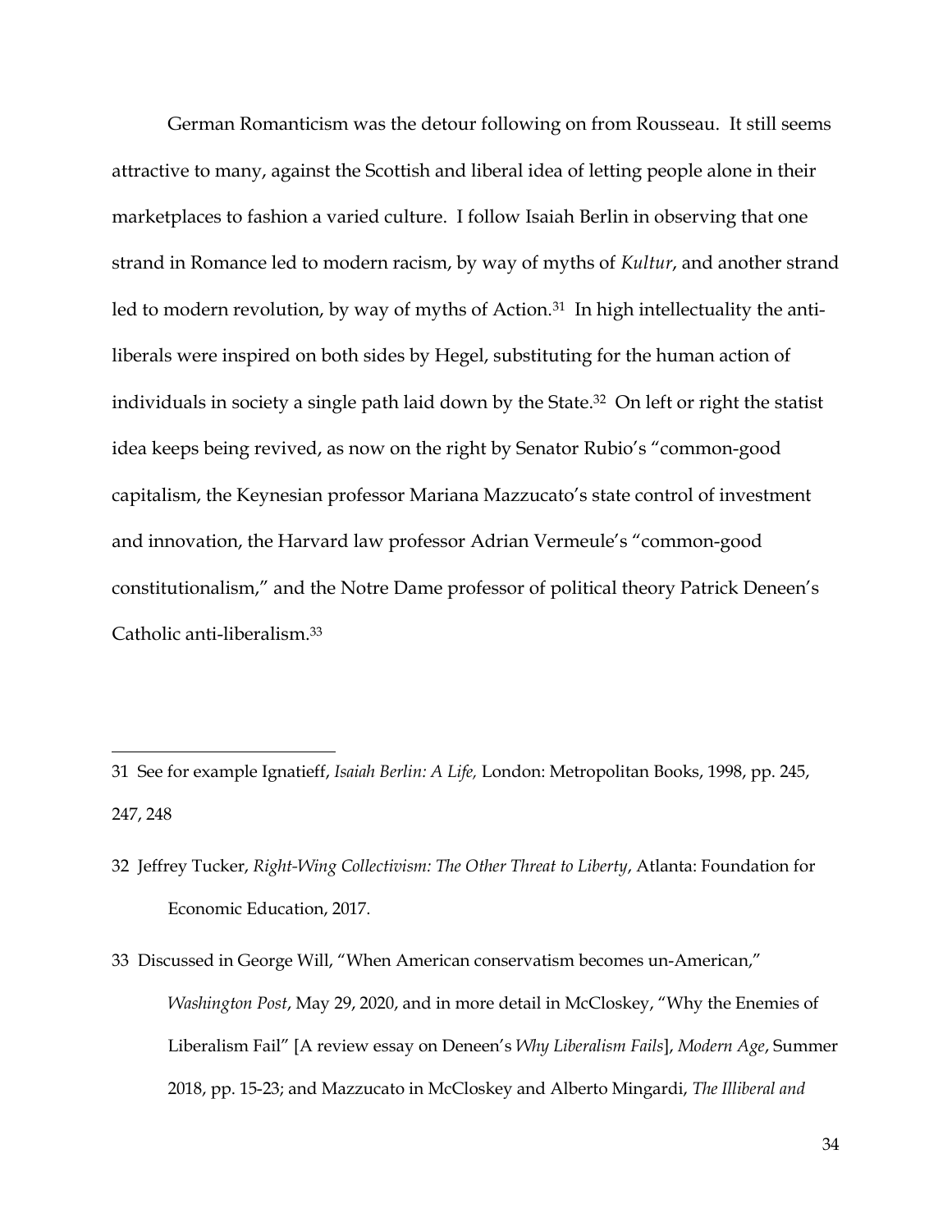German Romanticism was the detour following on from Rousseau. It still seems attractive to many, against the Scottish and liberal idea of letting people alone in their marketplaces to fashion a varied culture. I follow Isaiah Berlin in observing that one strand in Romance led to modern racism, by way of myths of *Kultur*, and another strand led to modern revolution, by way of myths of Action.[31] In high intellectuality the anti-liberals were inspired on both sides by Hegel, substituting for the human action of individuals in society a single path laid down by the State.[32] On left or right the statist idea keeps being revived, as now on the right by Senator Rubio's "common-good capitalism, the Keynesian professor Mariana Mazzucato's state control of investment and innovation, the Harvard law professor Adrian Vermeule's "common-good constitutionalism," and the Notre Dame professor of political theory Patrick Deneen's Catholic anti-liberalism.[33]

---

31 See for example Ignatieff, *Isaiah Berlin: A Life,* London: Metropolitan Books, 1998, pp. 245, 247, 248

32 Jeffrey Tucker, *Right-Wing Collectivism: The Other Threat to Liberty*, Atlanta: Foundation for Economic Education, 2017.

33 Discussed in George Will, "When American conservatism becomes un-American," *Washington Post*, May 29, 2020, and in more detail in McCloskey, "Why the Enemies of Liberalism Fail" [A review essay on Deneen's *Why Liberalism Fails*], *Modern Age*, Summer 2018, pp. 15-23; and Mazzucato in McCloskey and Alberto Mingardi, *The Illiberal and*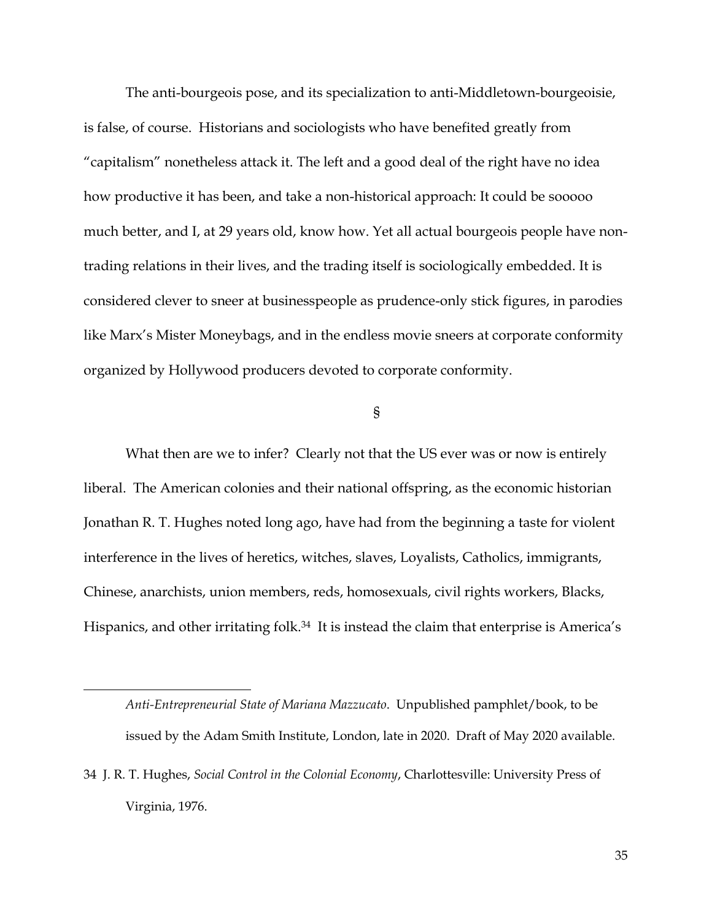The anti-bourgeois pose, and its specialization to anti-Middletown-bourgeoisie, is false, of course. Historians and sociologists who have benefited greatly from "capitalism" nonetheless attack it. The left and a good deal of the right have no idea how productive it has been, and take a non-historical approach: It could be sooooo much better, and I, at 29 years old, know how. Yet all actual bourgeois people have non-trading relations in their lives, and the trading itself is sociologically embedded. It is considered clever to sneer at businesspeople as prudence-only stick figures, in parodies like Marx's Mister Moneybags, and in the endless movie sneers at corporate conformity organized by Hollywood producers devoted to corporate conformity.

§

What then are we to infer? Clearly not that the US ever was or now is entirely liberal. The American colonies and their national offspring, as the economic historian Jonathan R. T. Hughes noted long ago, have had from the beginning a taste for violent interference in the lives of heretics, witches, slaves, Loyalists, Catholics, immigrants, Chinese, anarchists, union members, reds, homosexuals, civil rights workers, Blacks, Hispanics, and other irritating folk.[34] It is instead the claim that enterprise is America's

---

*Anti-Entrepreneurial State of Mariana Mazzucato*. Unpublished pamphlet/book, to be issued by the Adam Smith Institute, London, late in 2020. Draft of May 2020 available.

34 J. R. T. Hughes, *Social Control in the Colonial Economy*, Charlottesville: University Press of Virginia, 1976.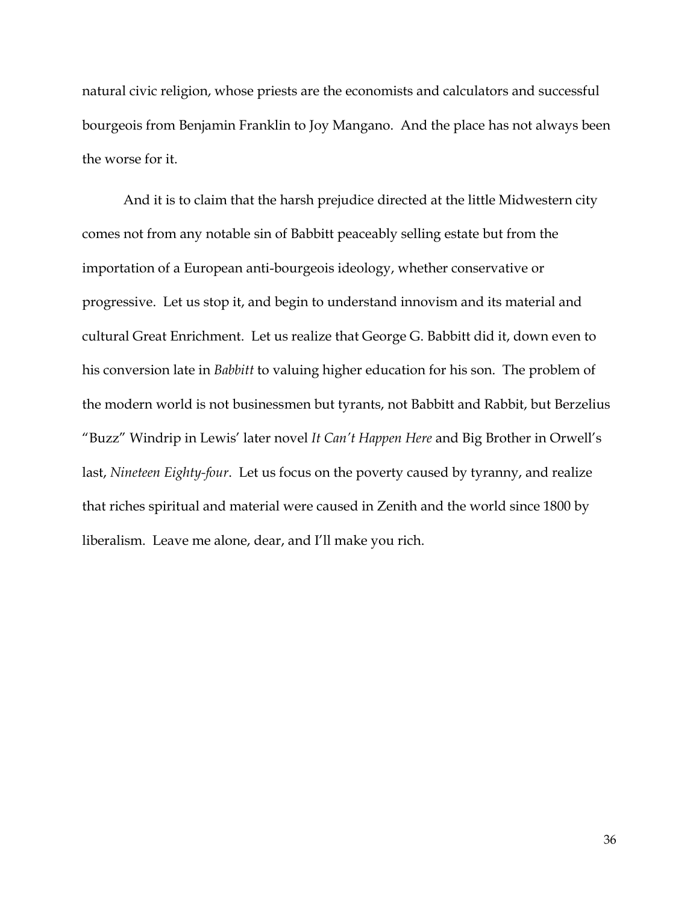natural civic religion, whose priests are the economists and calculators and successful bourgeois from Benjamin Franklin to Joy Mangano. And the place has not always been the worse for it.

And it is to claim that the harsh prejudice directed at the little Midwestern city comes not from any notable sin of Babbitt peaceably selling estate but from the importation of a European anti-bourgeois ideology, whether conservative or progressive. Let us stop it, and begin to understand innovism and its material and cultural Great Enrichment. Let us realize that George G. Babbitt did it, down even to his conversion late in *Babbitt* to valuing higher education for his son. The problem of the modern world is not businessmen but tyrants, not Babbitt and Rabbit, but Berzelius "Buzz" Windrip in Lewis' later novel *It Can't Happen Here* and Big Brother in Orwell's last, *Nineteen Eighty-four*. Let us focus on the poverty caused by tyranny, and realize that riches spiritual and material were caused in Zenith and the world since 1800 by liberalism. Leave me alone, dear, and I'll make you rich.